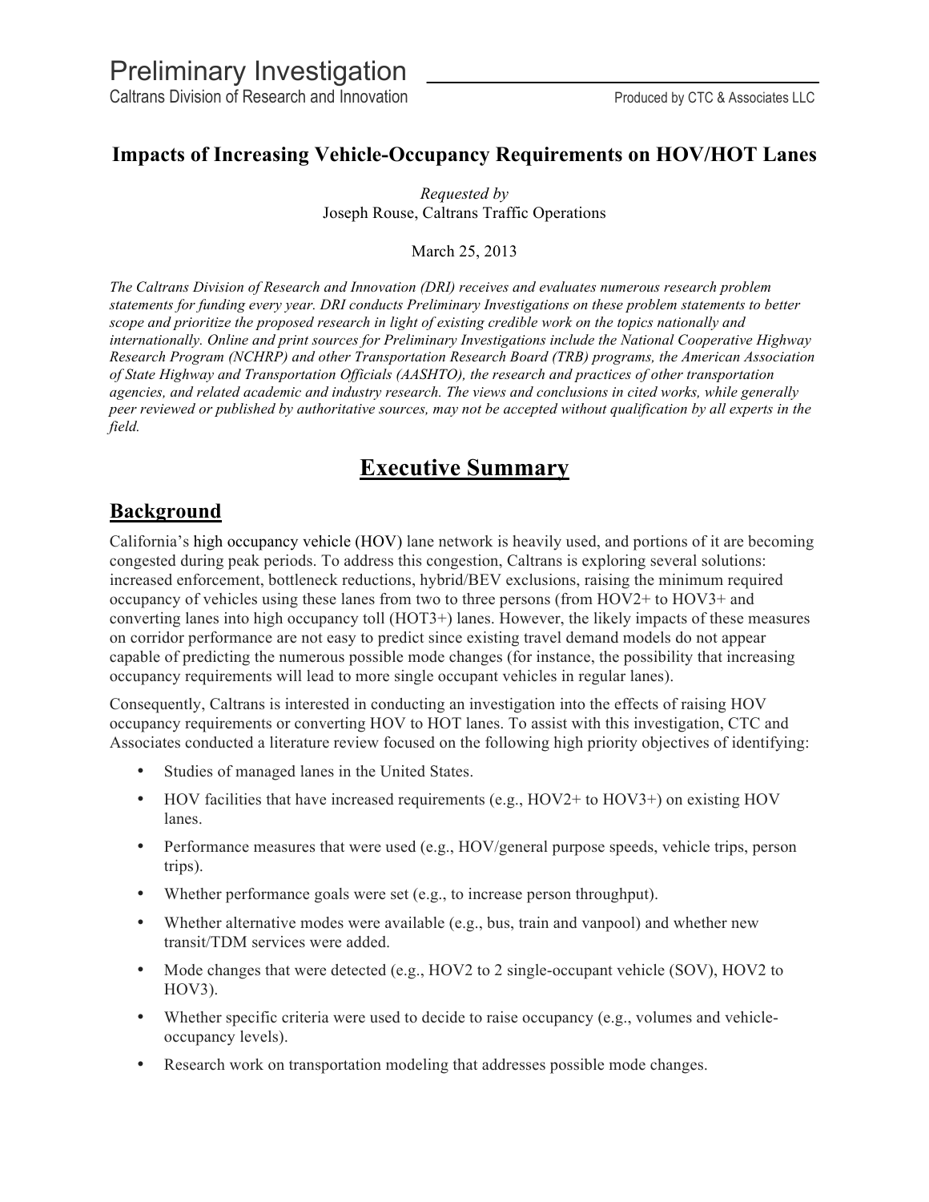# Preliminary Investigation

Caltrans Division of Research and Innovation

Produced by CTC & Associates LLC

## Impacts of Increasing Vehicle-Occupancy Requirements on HOV/HOT Lanes

*Requested by*
Joseph Rouse, Caltrans Traffic Operations

March 25, 2013

*The Caltrans Division of Research and Innovation (DRI) receives and evaluates numerous research problem statements for funding every year. DRI conducts Preliminary Investigations on these problem statements to better scope and prioritize the proposed research in light of existing credible work on the topics nationally and internationally. Online and print sources for Preliminary Investigations include the National Cooperative Highway Research Program (NCHRP) and other Transportation Research Board (TRB) programs, the American Association of State Highway and Transportation Officials (AASHTO), the research and practices of other transportation agencies, and related academic and industry research. The views and conclusions in cited works, while generally peer reviewed or published by authoritative sources, may not be accepted without qualification by all experts in the field.*

## Executive Summary

### Background

California's high occupancy vehicle (HOV) lane network is heavily used, and portions of it are becoming congested during peak periods. To address this congestion, Caltrans is exploring several solutions: increased enforcement, bottleneck reductions, hybrid/BEV exclusions, raising the minimum required occupancy of vehicles using these lanes from two to three persons (from HOV2+ to HOV3+ and converting lanes into high occupancy toll (HOT3+) lanes. However, the likely impacts of these measures on corridor performance are not easy to predict since existing travel demand models do not appear capable of predicting the numerous possible mode changes (for instance, the possibility that increasing occupancy requirements will lead to more single occupant vehicles in regular lanes).

Consequently, Caltrans is interested in conducting an investigation into the effects of raising HOV occupancy requirements or converting HOV to HOT lanes. To assist with this investigation, CTC and Associates conducted a literature review focused on the following high priority objectives of identifying:

- Studies of managed lanes in the United States.
- HOV facilities that have increased requirements (e.g., HOV2+ to HOV3+) on existing HOV lanes.
- Performance measures that were used (e.g., HOV/general purpose speeds, vehicle trips, person trips).
- Whether performance goals were set (e.g., to increase person throughput).
- Whether alternative modes were available (e.g., bus, train and vanpool) and whether new transit/TDM services were added.
- Mode changes that were detected (e.g., HOV2 to 2 single-occupant vehicle (SOV), HOV2 to HOV3).
- Whether specific criteria were used to decide to raise occupancy (e.g., volumes and vehicle-occupancy levels).
- Research work on transportation modeling that addresses possible mode changes.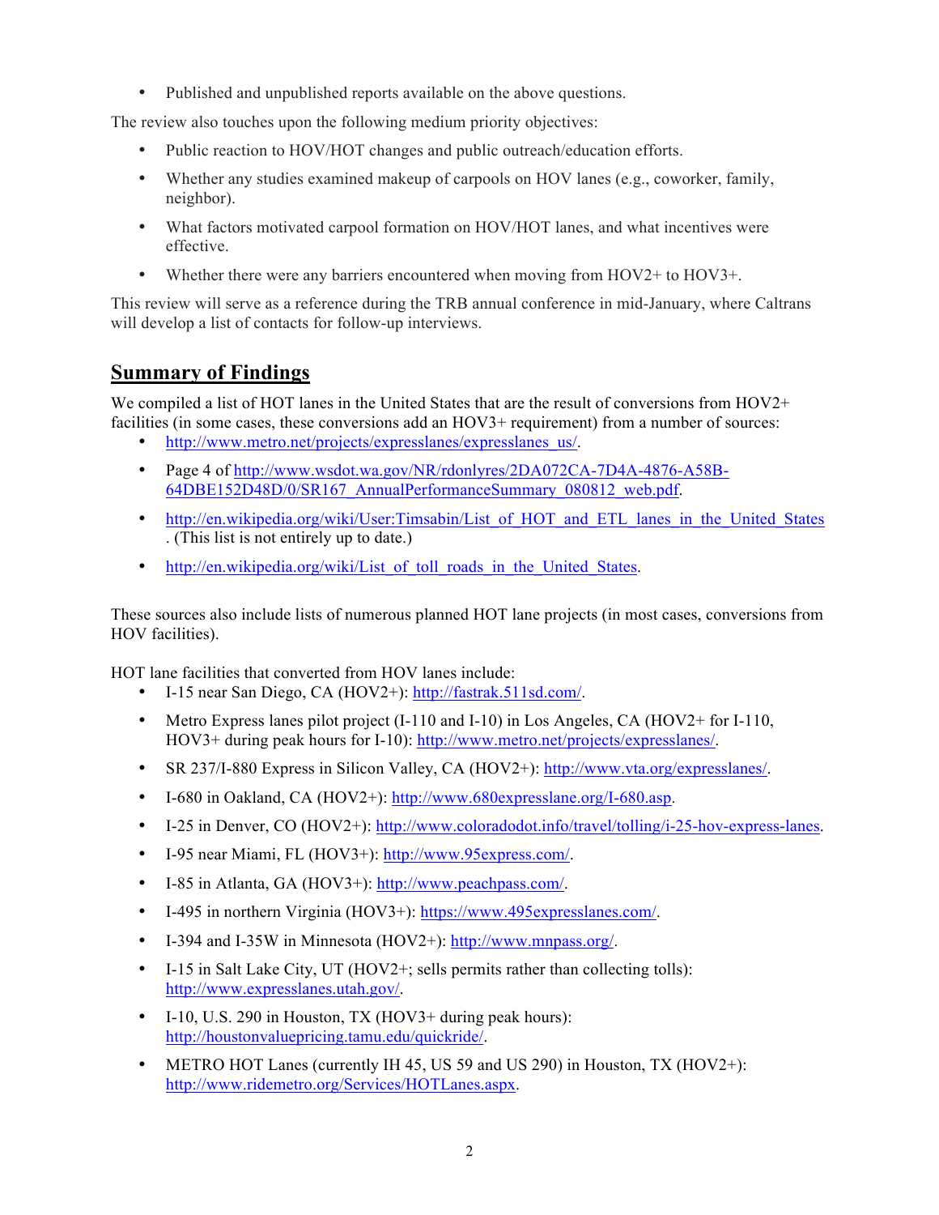- Published and unpublished reports available on the above questions.

The review also touches upon the following medium priority objectives:

- Public reaction to HOV/HOT changes and public outreach/education efforts.
- Whether any studies examined makeup of carpools on HOV lanes (e.g., coworker, family, neighbor).
- What factors motivated carpool formation on HOV/HOT lanes, and what incentives were effective.
- Whether there were any barriers encountered when moving from HOV2+ to HOV3+.

This review will serve as a reference during the TRB annual conference in mid-January, where Caltrans will develop a list of contacts for follow-up interviews.

## Summary of Findings

We compiled a list of HOT lanes in the United States that are the result of conversions from HOV2+ facilities (in some cases, these conversions add an HOV3+ requirement) from a number of sources:

- http://www.metro.net/projects/expresslanes/expresslanes_us/.
- Page 4 of http://www.wsdot.wa.gov/NR/rdonlyres/2DA072CA-7D4A-4876-A58B-64DBE152D48D/0/SR167_AnnualPerformanceSummary_080812_web.pdf.
- http://en.wikipedia.org/wiki/User:Timsabin/List_of_HOT_and_ETL_lanes_in_the_United_States . (This list is not entirely up to date.)
- http://en.wikipedia.org/wiki/List_of_toll_roads_in_the_United_States.

These sources also include lists of numerous planned HOT lane projects (in most cases, conversions from HOV facilities).

HOT lane facilities that converted from HOV lanes include:

- I-15 near San Diego, CA (HOV2+): http://fastrak.511sd.com/.
- Metro Express lanes pilot project (I-110 and I-10) in Los Angeles, CA (HOV2+ for I-110, HOV3+ during peak hours for I-10): http://www.metro.net/projects/expresslanes/.
- SR 237/I-880 Express in Silicon Valley, CA (HOV2+): http://www.vta.org/expresslanes/.
- I-680 in Oakland, CA (HOV2+): http://www.680expresslane.org/I-680.asp.
- I-25 in Denver, CO (HOV2+): http://www.coloradodot.info/travel/tolling/i-25-hov-express-lanes.
- I-95 near Miami, FL (HOV3+): http://www.95express.com/.
- I-85 in Atlanta, GA (HOV3+): http://www.peachpass.com/.
- I-495 in northern Virginia (HOV3+): https://www.495expresslanes.com/.
- I-394 and I-35W in Minnesota (HOV2+): http://www.mnpass.org/.
- I-15 in Salt Lake City, UT (HOV2+; sells permits rather than collecting tolls): http://www.expresslanes.utah.gov/.
- I-10, U.S. 290 in Houston, TX (HOV3+ during peak hours): http://houstonvaluepricing.tamu.edu/quickride/.
- METRO HOT Lanes (currently IH 45, US 59 and US 290) in Houston, TX (HOV2+): http://www.ridemetro.org/Services/HOTLanes.aspx.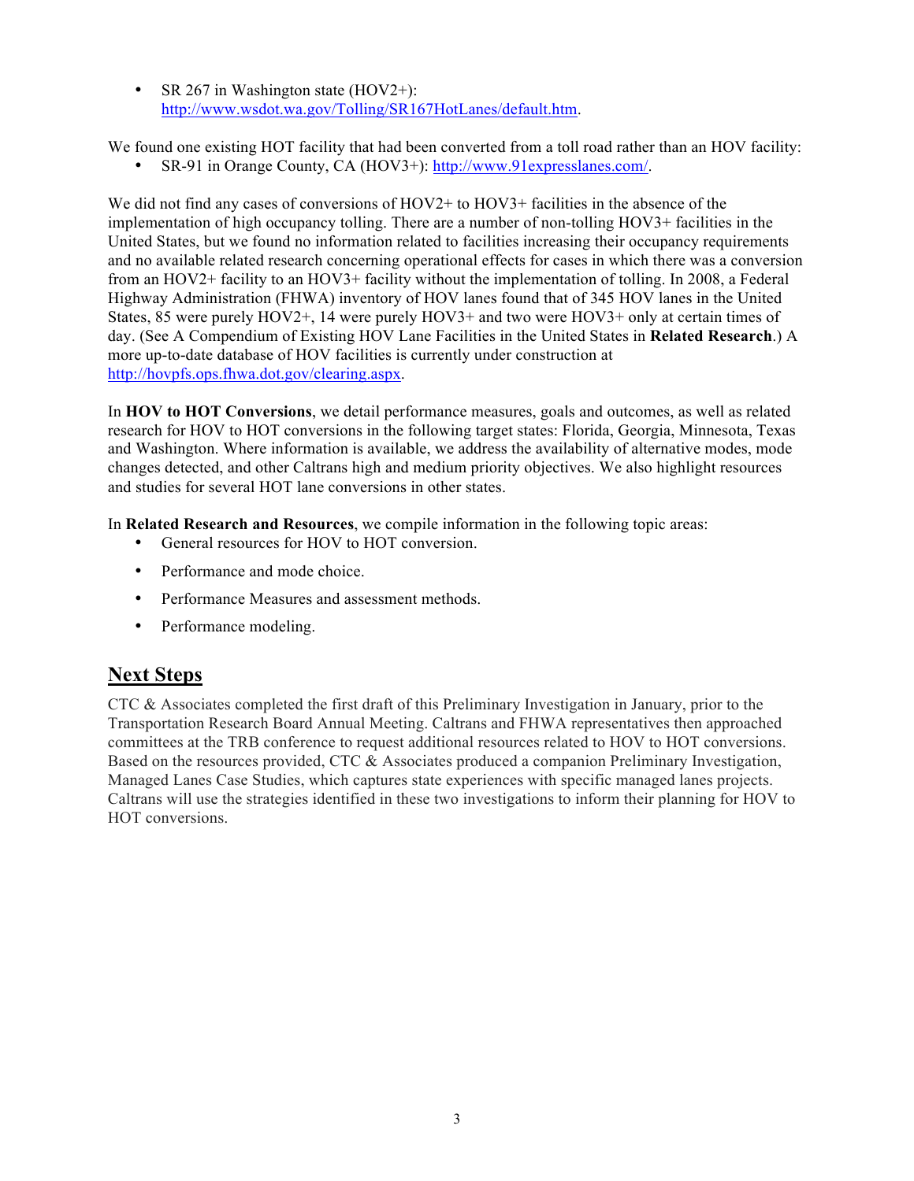- SR 267 in Washington state (HOV2+): [http://www.wsdot.wa.gov/Tolling/SR167HotLanes/default.htm](http://www.wsdot.wa.gov/Tolling/SR167HotLanes/default.htm).

We found one existing HOT facility that had been converted from a toll road rather than an HOV facility:

- SR-91 in Orange County, CA (HOV3+): [http://www.91expresslanes.com/](http://www.91expresslanes.com/).

We did not find any cases of conversions of HOV2+ to HOV3+ facilities in the absence of the implementation of high occupancy tolling. There are a number of non-tolling HOV3+ facilities in the United States, but we found no information related to facilities increasing their occupancy requirements and no available related research concerning operational effects for cases in which there was a conversion from an HOV2+ facility to an HOV3+ facility without the implementation of tolling. In 2008, a Federal Highway Administration (FHWA) inventory of HOV lanes found that of 345 HOV lanes in the United States, 85 were purely HOV2+, 14 were purely HOV3+ and two were HOV3+ only at certain times of day. (See A Compendium of Existing HOV Lane Facilities in the United States in **Related Research**.) A more up-to-date database of HOV facilities is currently under construction at [http://hovpfs.ops.fhwa.dot.gov/clearing.aspx](http://hovpfs.ops.fhwa.dot.gov/clearing.aspx).

In **HOV to HOT Conversions**, we detail performance measures, goals and outcomes, as well as related research for HOV to HOT conversions in the following target states: Florida, Georgia, Minnesota, Texas and Washington. Where information is available, we address the availability of alternative modes, mode changes detected, and other Caltrans high and medium priority objectives. We also highlight resources and studies for several HOT lane conversions in other states.

In **Related Research and Resources**, we compile information in the following topic areas:

- General resources for HOV to HOT conversion.
- Performance and mode choice.
- Performance Measures and assessment methods.
- Performance modeling.

## Next Steps

CTC & Associates completed the first draft of this Preliminary Investigation in January, prior to the Transportation Research Board Annual Meeting. Caltrans and FHWA representatives then approached committees at the TRB conference to request additional resources related to HOV to HOT conversions. Based on the resources provided, CTC & Associates produced a companion Preliminary Investigation, Managed Lanes Case Studies, which captures state experiences with specific managed lanes projects. Caltrans will use the strategies identified in these two investigations to inform their planning for HOV to HOT conversions.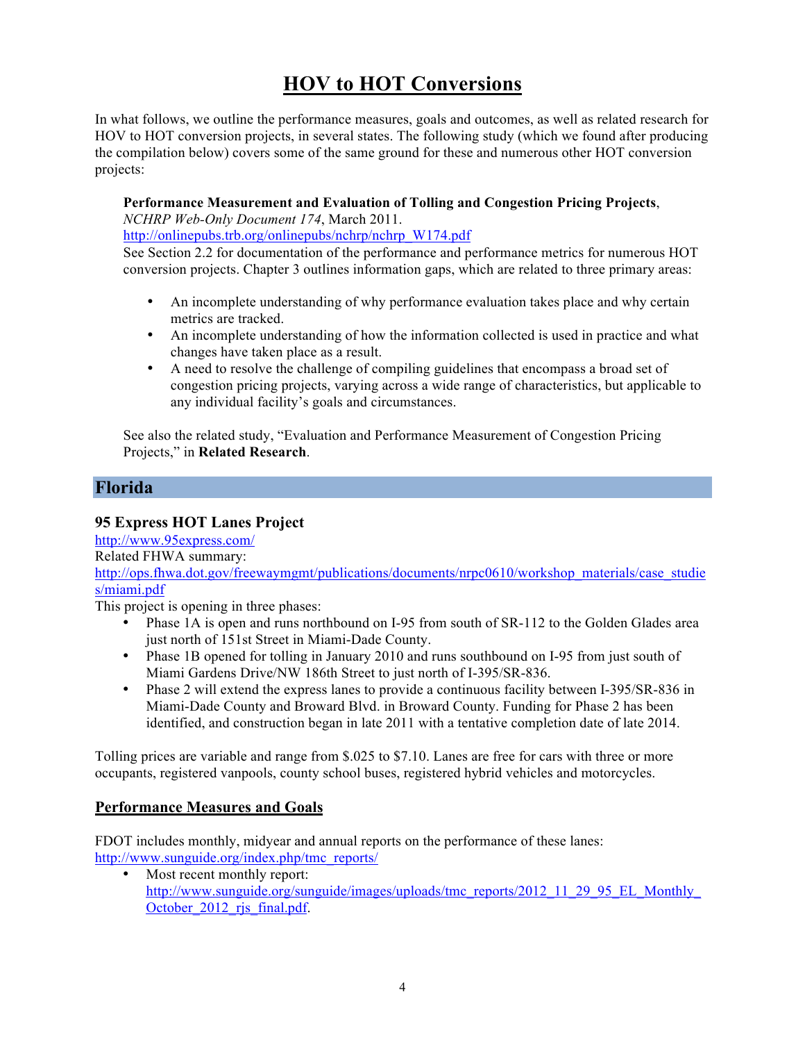# HOV to HOT Conversions

In what follows, we outline the performance measures, goals and outcomes, as well as related research for HOV to HOT conversion projects, in several states. The following study (which we found after producing the compilation below) covers some of the same ground for these and numerous other HOT conversion projects:

> **Performance Measurement and Evaluation of Tolling and Congestion Pricing Projects**, *NCHRP Web-Only Document 174*, March 2011.
> http://onlinepubs.trb.org/onlinepubs/nchrp/nchrp_W174.pdf
> See Section 2.2 for documentation of the performance and performance metrics for numerous HOT conversion projects. Chapter 3 outlines information gaps, which are related to three primary areas:
>
> - An incomplete understanding of why performance evaluation takes place and why certain metrics are tracked.
> - An incomplete understanding of how the information collected is used in practice and what changes have taken place as a result.
> - A need to resolve the challenge of compiling guidelines that encompass a broad set of congestion pricing projects, varying across a wide range of characteristics, but applicable to any individual facility's goals and circumstances.
>
> See also the related study, "Evaluation and Performance Measurement of Congestion Pricing Projects," in **Related Research**.

## Florida

### 95 Express HOT Lanes Project

http://www.95express.com/
Related FHWA summary:
http://ops.fhwa.dot.gov/freewaymgmt/publications/documents/nrpc0610/workshop_materials/case_studies/miami.pdf
This project is opening in three phases:

- Phase 1A is open and runs northbound on I-95 from south of SR-112 to the Golden Glades area just north of 151st Street in Miami-Dade County.
- Phase 1B opened for tolling in January 2010 and runs southbound on I-95 from just south of Miami Gardens Drive/NW 186th Street to just north of I-395/SR-836.
- Phase 2 will extend the express lanes to provide a continuous facility between I-395/SR-836 in Miami-Dade County and Broward Blvd. in Broward County. Funding for Phase 2 has been identified, and construction began in late 2011 with a tentative completion date of late 2014.

Tolling prices are variable and range from $.025 to $7.10. Lanes are free for cars with three or more occupants, registered vanpools, county school buses, registered hybrid vehicles and motorcycles.

### Performance Measures and Goals

FDOT includes monthly, midyear and annual reports on the performance of these lanes:
http://www.sunguide.org/index.php/tmc_reports/

- Most recent monthly report:
  http://www.sunguide.org/sunguide/images/uploads/tmc_reports/2012_11_29_95_EL_Monthly_October_2012_rjs_final.pdf.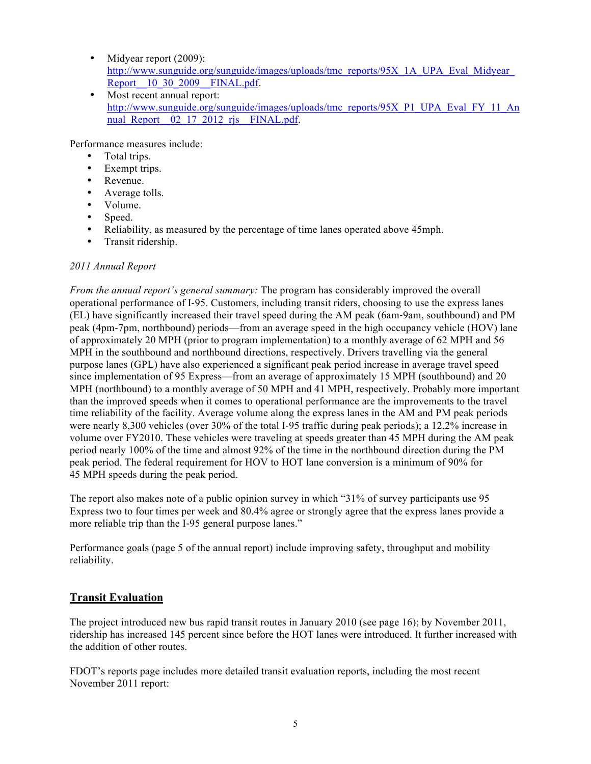- Midyear report (2009): [http://www.sunguide.org/sunguide/images/uploads/tmc_reports/95X_1A_UPA_Eval_Midyear_Report__10_30_2009__FINAL.pdf](http://www.sunguide.org/sunguide/images/uploads/tmc_reports/95X_1A_UPA_Eval_Midyear_Report__10_30_2009__FINAL.pdf).
- Most recent annual report: [http://www.sunguide.org/sunguide/images/uploads/tmc_reports/95X_P1_UPA_Eval_FY_11_Annual_Report__02_17_2012_rjs__FINAL.pdf](http://www.sunguide.org/sunguide/images/uploads/tmc_reports/95X_P1_UPA_Eval_FY_11_Annual_Report__02_17_2012_rjs__FINAL.pdf).

Performance measures include:

- Total trips.
- Exempt trips.
- Revenue.
- Average tolls.
- Volume.
- Speed.
- Reliability, as measured by the percentage of time lanes operated above 45mph.
- Transit ridership.

*2011 Annual Report*

*From the annual report's general summary:* The program has considerably improved the overall operational performance of I-95. Customers, including transit riders, choosing to use the express lanes (EL) have significantly increased their travel speed during the AM peak (6am-9am, southbound) and PM peak (4pm-7pm, northbound) periods—from an average speed in the high occupancy vehicle (HOV) lane of approximately 20 MPH (prior to program implementation) to a monthly average of 62 MPH and 56 MPH in the southbound and northbound directions, respectively. Drivers travelling via the general purpose lanes (GPL) have also experienced a significant peak period increase in average travel speed since implementation of 95 Express—from an average of approximately 15 MPH (southbound) and 20 MPH (northbound) to a monthly average of 50 MPH and 41 MPH, respectively. Probably more important than the improved speeds when it comes to operational performance are the improvements to the travel time reliability of the facility. Average volume along the express lanes in the AM and PM peak periods were nearly 8,300 vehicles (over 30% of the total I-95 traffic during peak periods); a 12.2% increase in volume over FY2010. These vehicles were traveling at speeds greater than 45 MPH during the AM peak period nearly 100% of the time and almost 92% of the time in the northbound direction during the PM peak period. The federal requirement for HOV to HOT lane conversion is a minimum of 90% for 45 MPH speeds during the peak period.

The report also makes note of a public opinion survey in which "31% of survey participants use 95 Express two to four times per week and 80.4% agree or strongly agree that the express lanes provide a more reliable trip than the I-95 general purpose lanes."

Performance goals (page 5 of the annual report) include improving safety, throughput and mobility reliability.

## Transit Evaluation

The project introduced new bus rapid transit routes in January 2010 (see page 16); by November 2011, ridership has increased 145 percent since before the HOT lanes were introduced. It further increased with the addition of other routes.

FDOT's reports page includes more detailed transit evaluation reports, including the most recent November 2011 report: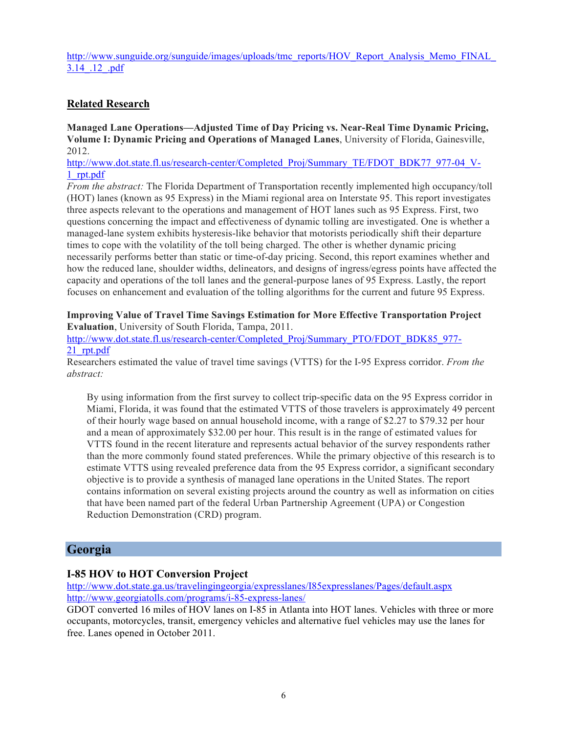http://www.sunguide.org/sunguide/images/uploads/tmc_reports/HOV_Report_Analysis_Memo_FINAL_3.14_.12_.pdf

## Related Research

**Managed Lane Operations—Adjusted Time of Day Pricing vs. Near-Real Time Dynamic Pricing, Volume I: Dynamic Pricing and Operations of Managed Lanes**, University of Florida, Gainesville, 2012.
http://www.dot.state.fl.us/research-center/Completed_Proj/Summary_TE/FDOT_BDK77_977-04_V-1_rpt.pdf
*From the abstract:* The Florida Department of Transportation recently implemented high occupancy/toll (HOT) lanes (known as 95 Express) in the Miami regional area on Interstate 95. This report investigates three aspects relevant to the operations and management of HOT lanes such as 95 Express. First, two questions concerning the impact and effectiveness of dynamic tolling are investigated. One is whether a managed-lane system exhibits hysteresis-like behavior that motorists periodically shift their departure times to cope with the volatility of the toll being charged. The other is whether dynamic pricing necessarily performs better than static or time-of-day pricing. Second, this report examines whether and how the reduced lane, shoulder widths, delineators, and designs of ingress/egress points have affected the capacity and operations of the toll lanes and the general-purpose lanes of 95 Express. Lastly, the report focuses on enhancement and evaluation of the tolling algorithms for the current and future 95 Express.

**Improving Value of Travel Time Savings Estimation for More Effective Transportation Project Evaluation**, University of South Florida, Tampa, 2011.
http://www.dot.state.fl.us/research-center/Completed_Proj/Summary_PTO/FDOT_BDK85_977-21_rpt.pdf
Researchers estimated the value of travel time savings (VTTS) for the I-95 Express corridor. *From the abstract:*

> By using information from the first survey to collect trip-specific data on the 95 Express corridor in Miami, Florida, it was found that the estimated VTTS of those travelers is approximately 49 percent of their hourly wage based on annual household income, with a range of $2.27 to $79.32 per hour and a mean of approximately $32.00 per hour. This result is in the range of estimated values for VTTS found in the recent literature and represents actual behavior of the survey respondents rather than the more commonly found stated preferences. While the primary objective of this research is to estimate VTTS using revealed preference data from the 95 Express corridor, a significant secondary objective is to provide a synthesis of managed lane operations in the United States. The report contains information on several existing projects around the country as well as information on cities that have been named part of the federal Urban Partnership Agreement (UPA) or Congestion Reduction Demonstration (CRD) program.

# Georgia

### I-85 HOV to HOT Conversion Project

http://www.dot.state.ga.us/travelingingeorgia/expresslanes/I85expresslanes/Pages/default.aspx
http://www.georgiatolls.com/programs/i-85-express-lanes/
GDOT converted 16 miles of HOV lanes on I-85 in Atlanta into HOT lanes. Vehicles with three or more occupants, motorcycles, transit, emergency vehicles and alternative fuel vehicles may use the lanes for free. Lanes opened in October 2011.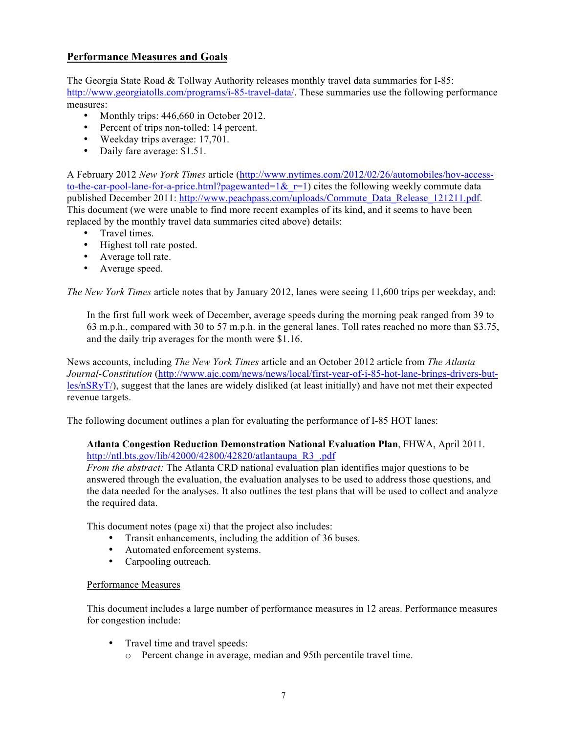## Performance Measures and Goals

The Georgia State Road & Tollway Authority releases monthly travel data summaries for I-85: http://www.georgiatolls.com/programs/i-85-travel-data/. These summaries use the following performance measures:

- Monthly trips: 446,660 in October 2012.
- Percent of trips non-tolled: 14 percent.
- Weekday trips average: 17,701.
- Daily fare average: $1.51.

A February 2012 *New York Times* article (http://www.nytimes.com/2012/02/26/automobiles/hov-access-to-the-car-pool-lane-for-a-price.html?pagewanted=1&_r=1) cites the following weekly commute data published December 2011: http://www.peachpass.com/uploads/Commute_Data_Release_121211.pdf. This document (we were unable to find more recent examples of its kind, and it seems to have been replaced by the monthly travel data summaries cited above) details:

- Travel times.
- Highest toll rate posted.
- Average toll rate.
- Average speed.

*The New York Times* article notes that by January 2012, lanes were seeing 11,600 trips per weekday, and:

> In the first full work week of December, average speeds during the morning peak ranged from 39 to 63 m.p.h., compared with 30 to 57 m.p.h. in the general lanes. Toll rates reached no more than $3.75, and the daily trip averages for the month were $1.16.

News accounts, including *The New York Times* article and an October 2012 article from *The Atlanta Journal-Constitution* (http://www.ajc.com/news/news/local/first-year-of-i-85-hot-lane-brings-drivers-but-les/nSRyT/), suggest that the lanes are widely disliked (at least initially) and have not met their expected revenue targets.

The following document outlines a plan for evaluating the performance of I-85 HOT lanes:

> **Atlanta Congestion Reduction Demonstration National Evaluation Plan**, FHWA, April 2011. http://ntl.bts.gov/lib/42000/42800/42820/atlantaupa_R3_.pdf
> *From the abstract:* The Atlanta CRD national evaluation plan identifies major questions to be answered through the evaluation, the evaluation analyses to be used to address those questions, and the data needed for the analyses. It also outlines the test plans that will be used to collect and analyze the required data.
>
> This document notes (page xi) that the project also includes:
>
> - Transit enhancements, including the addition of 36 buses.
> - Automated enforcement systems.
> - Carpooling outreach.
>
> Performance Measures
>
> This document includes a large number of performance measures in 12 areas. Performance measures for congestion include:
>
> - Travel time and travel speeds:
>     - Percent change in average, median and 95th percentile travel time.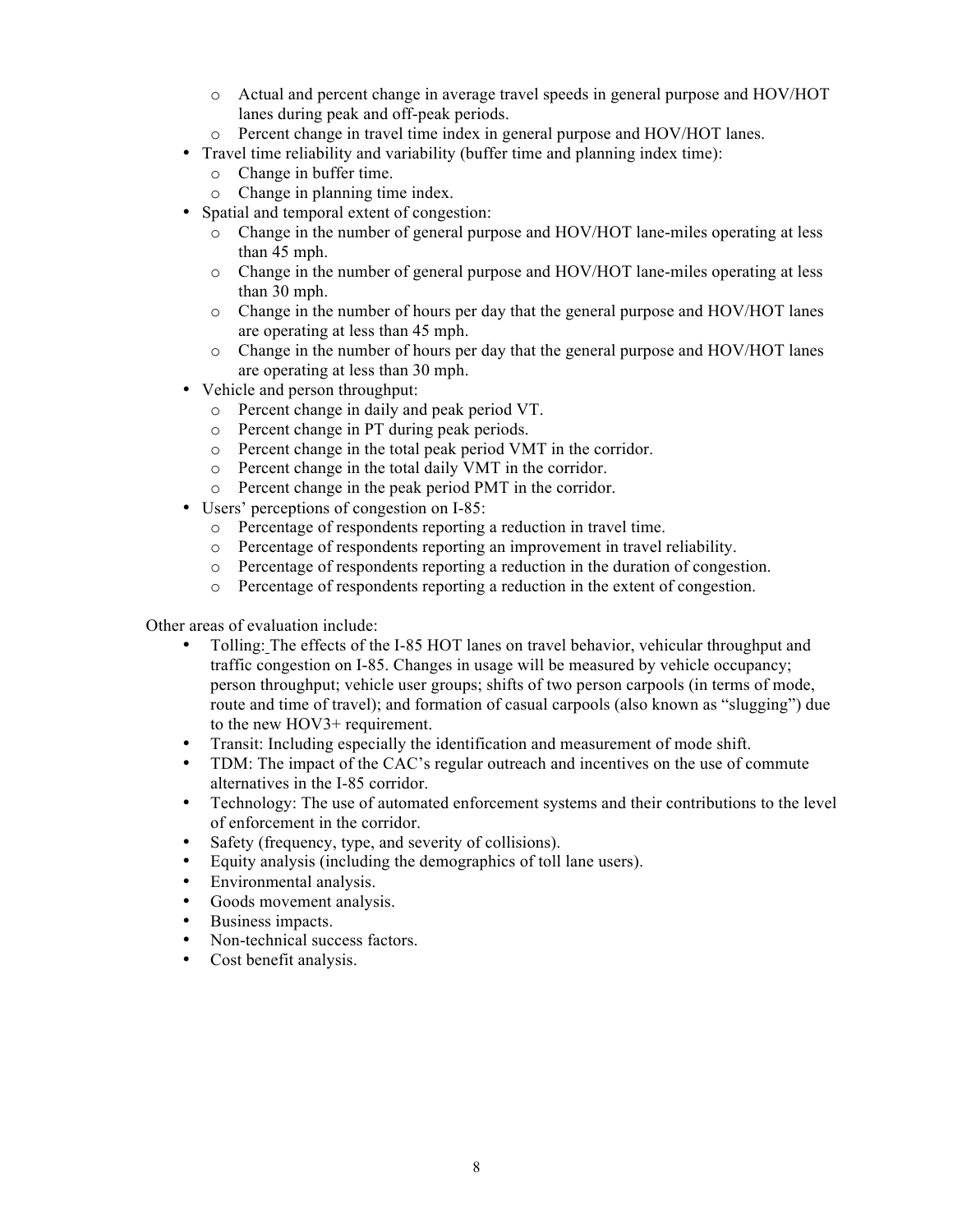- Actual and percent change in average travel speeds in general purpose and HOV/HOT lanes during peak and off-peak periods.
  - Percent change in travel time index in general purpose and HOV/HOT lanes.
- Travel time reliability and variability (buffer time and planning index time):
  - Change in buffer time.
  - Change in planning time index.
- Spatial and temporal extent of congestion:
  - Change in the number of general purpose and HOV/HOT lane-miles operating at less than 45 mph.
  - Change in the number of general purpose and HOV/HOT lane-miles operating at less than 30 mph.
  - Change in the number of hours per day that the general purpose and HOV/HOT lanes are operating at less than 45 mph.
  - Change in the number of hours per day that the general purpose and HOV/HOT lanes are operating at less than 30 mph.
- Vehicle and person throughput:
  - Percent change in daily and peak period VT.
  - Percent change in PT during peak periods.
  - Percent change in the total peak period VMT in the corridor.
  - Percent change in the total daily VMT in the corridor.
  - Percent change in the peak period PMT in the corridor.
- Users' perceptions of congestion on I-85:
  - Percentage of respondents reporting a reduction in travel time.
  - Percentage of respondents reporting an improvement in travel reliability.
  - Percentage of respondents reporting a reduction in the duration of congestion.
  - Percentage of respondents reporting a reduction in the extent of congestion.

Other areas of evaluation include:

- Tolling: The effects of the I-85 HOT lanes on travel behavior, vehicular throughput and traffic congestion on I-85. Changes in usage will be measured by vehicle occupancy; person throughput; vehicle user groups; shifts of two person carpools (in terms of mode, route and time of travel); and formation of casual carpools (also known as "slugging") due to the new HOV3+ requirement.
- Transit: Including especially the identification and measurement of mode shift.
- TDM: The impact of the CAC's regular outreach and incentives on the use of commute alternatives in the I-85 corridor.
- Technology: The use of automated enforcement systems and their contributions to the level of enforcement in the corridor.
- Safety (frequency, type, and severity of collisions).
- Equity analysis (including the demographics of toll lane users).
- Environmental analysis.
- Goods movement analysis.
- Business impacts.
- Non-technical success factors.
- Cost benefit analysis.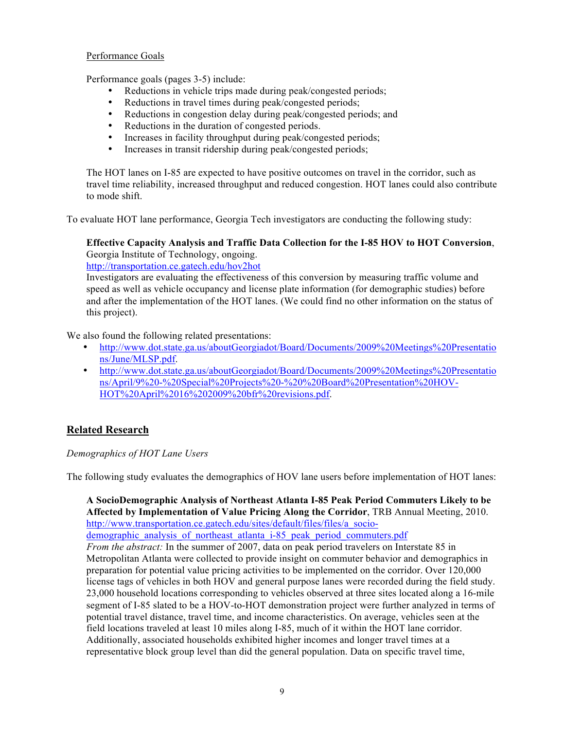Performance Goals

Performance goals (pages 3-5) include:

- Reductions in vehicle trips made during peak/congested periods;
- Reductions in travel times during peak/congested periods;
- Reductions in congestion delay during peak/congested periods; and
- Reductions in the duration of congested periods.
- Increases in facility throughput during peak/congested periods;
- Increases in transit ridership during peak/congested periods;

The HOT lanes on I-85 are expected to have positive outcomes on travel in the corridor, such as travel time reliability, increased throughput and reduced congestion. HOT lanes could also contribute to mode shift.

To evaluate HOT lane performance, Georgia Tech investigators are conducting the following study:

**Effective Capacity Analysis and Traffic Data Collection for the I-85 HOV to HOT Conversion**, Georgia Institute of Technology, ongoing.
http://transportation.ce.gatech.edu/hov2hot
Investigators are evaluating the effectiveness of this conversion by measuring traffic volume and speed as well as vehicle occupancy and license plate information (for demographic studies) before and after the implementation of the HOT lanes. (We could find no other information on the status of this project).

We also found the following related presentations:

- http://www.dot.state.ga.us/aboutGeorgiadot/Board/Documents/2009%20Meetings%20Presentations/June/MLSP.pdf.
- http://www.dot.state.ga.us/aboutGeorgiadot/Board/Documents/2009%20Meetings%20Presentations/April/9%20-%20Special%20Projects%20-%20%20Board%20Presentation%20HOV-HOT%20April%2016%202009%20bfr%20revisions.pdf.

## Related Research

*Demographics of HOT Lane Users*

The following study evaluates the demographics of HOV lane users before implementation of HOT lanes:

**A SocioDemographic Analysis of Northeast Atlanta I-85 Peak Period Commuters Likely to be Affected by Implementation of Value Pricing Along the Corridor**, TRB Annual Meeting, 2010.
http://www.transportation.ce.gatech.edu/sites/default/files/files/a_socio-demographic_analysis_of_northeast_atlanta_i-85_peak_period_commuters.pdf
*From the abstract:* In the summer of 2007, data on peak period travelers on Interstate 85 in Metropolitan Atlanta were collected to provide insight on commuter behavior and demographics in preparation for potential value pricing activities to be implemented on the corridor. Over 120,000 license tags of vehicles in both HOV and general purpose lanes were recorded during the field study. 23,000 household locations corresponding to vehicles observed at three sites located along a 16-mile segment of I-85 slated to be a HOV-to-HOT demonstration project were further analyzed in terms of potential travel distance, travel time, and income characteristics. On average, vehicles seen at the field locations traveled at least 10 miles along I-85, much of it within the HOT lane corridor. Additionally, associated households exhibited higher incomes and longer travel times at a representative block group level than did the general population. Data on specific travel time,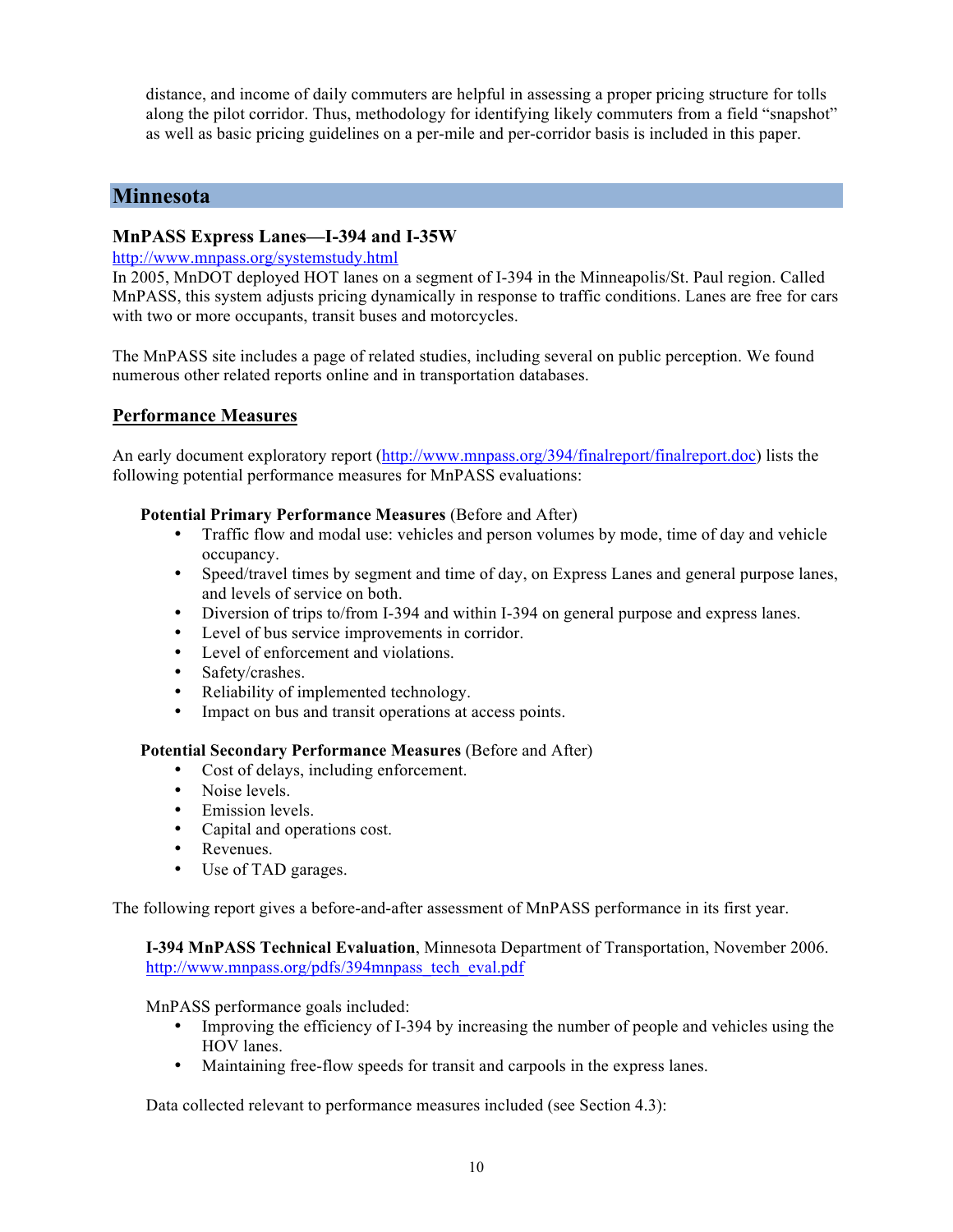distance, and income of daily commuters are helpful in assessing a proper pricing structure for tolls along the pilot corridor. Thus, methodology for identifying likely commuters from a field "snapshot" as well as basic pricing guidelines on a per-mile and per-corridor basis is included in this paper.

# Minnesota

### MnPASS Express Lanes—I-394 and I-35W

http://www.mnpass.org/systemstudy.html

In 2005, MnDOT deployed HOT lanes on a segment of I-394 in the Minneapolis/St. Paul region. Called MnPASS, this system adjusts pricing dynamically in response to traffic conditions. Lanes are free for cars with two or more occupants, transit buses and motorcycles.

The MnPASS site includes a page of related studies, including several on public perception. We found numerous other related reports online and in transportation databases.

## Performance Measures

An early document exploratory report (http://www.mnpass.org/394/finalreport/finalreport.doc) lists the following potential performance measures for MnPASS evaluations:

**Potential Primary Performance Measures** (Before and After)

- Traffic flow and modal use: vehicles and person volumes by mode, time of day and vehicle occupancy.
- Speed/travel times by segment and time of day, on Express Lanes and general purpose lanes, and levels of service on both.
- Diversion of trips to/from I-394 and within I-394 on general purpose and express lanes.
- Level of bus service improvements in corridor.
- Level of enforcement and violations.
- Safety/crashes.
- Reliability of implemented technology.
- Impact on bus and transit operations at access points.

**Potential Secondary Performance Measures** (Before and After)

- Cost of delays, including enforcement.
- Noise levels.
- Emission levels.
- Capital and operations cost.
- Revenues.
- Use of TAD garages.

The following report gives a before-and-after assessment of MnPASS performance in its first year.

**I-394 MnPASS Technical Evaluation**, Minnesota Department of Transportation, November 2006. http://www.mnpass.org/pdfs/394mnpass_tech_eval.pdf

MnPASS performance goals included:

- Improving the efficiency of I-394 by increasing the number of people and vehicles using the HOV lanes.
- Maintaining free-flow speeds for transit and carpools in the express lanes.

Data collected relevant to performance measures included (see Section 4.3):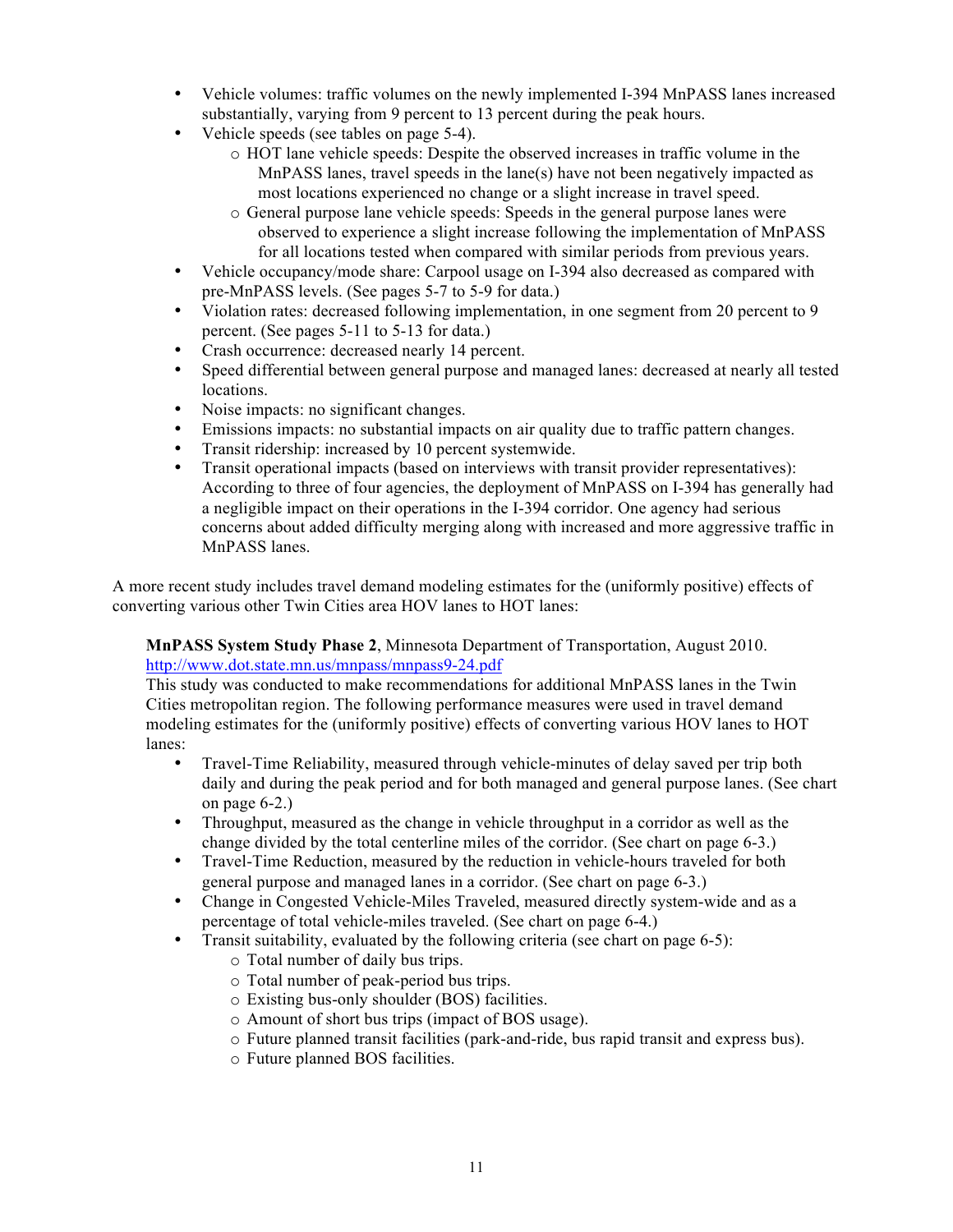- Vehicle volumes: traffic volumes on the newly implemented I-394 MnPASS lanes increased substantially, varying from 9 percent to 13 percent during the peak hours.
- Vehicle speeds (see tables on page 5-4).
  - HOT lane vehicle speeds: Despite the observed increases in traffic volume in the MnPASS lanes, travel speeds in the lane(s) have not been negatively impacted as most locations experienced no change or a slight increase in travel speed.
  - General purpose lane vehicle speeds: Speeds in the general purpose lanes were observed to experience a slight increase following the implementation of MnPASS for all locations tested when compared with similar periods from previous years.
- Vehicle occupancy/mode share: Carpool usage on I-394 also decreased as compared with pre-MnPASS levels. (See pages 5-7 to 5-9 for data.)
- Violation rates: decreased following implementation, in one segment from 20 percent to 9 percent. (See pages 5-11 to 5-13 for data.)
- Crash occurrence: decreased nearly 14 percent.
- Speed differential between general purpose and managed lanes: decreased at nearly all tested locations.
- Noise impacts: no significant changes.
- Emissions impacts: no substantial impacts on air quality due to traffic pattern changes.
- Transit ridership: increased by 10 percent systemwide.
- Transit operational impacts (based on interviews with transit provider representatives): According to three of four agencies, the deployment of MnPASS on I-394 has generally had a negligible impact on their operations in the I-394 corridor. One agency had serious concerns about added difficulty merging along with increased and more aggressive traffic in MnPASS lanes.

A more recent study includes travel demand modeling estimates for the (uniformly positive) effects of converting various other Twin Cities area HOV lanes to HOT lanes:

> **MnPASS System Study Phase 2**, Minnesota Department of Transportation, August 2010.
> http://www.dot.state.mn.us/mnpass/mnpass9-24.pdf
> This study was conducted to make recommendations for additional MnPASS lanes in the Twin Cities metropolitan region. The following performance measures were used in travel demand modeling estimates for the (uniformly positive) effects of converting various HOV lanes to HOT lanes:
>
> - Travel-Time Reliability, measured through vehicle-minutes of delay saved per trip both daily and during the peak period and for both managed and general purpose lanes. (See chart on page 6-2.)
> - Throughput, measured as the change in vehicle throughput in a corridor as well as the change divided by the total centerline miles of the corridor. (See chart on page 6-3.)
> - Travel-Time Reduction, measured by the reduction in vehicle-hours traveled for both general purpose and managed lanes in a corridor. (See chart on page 6-3.)
> - Change in Congested Vehicle-Miles Traveled, measured directly system-wide and as a percentage of total vehicle-miles traveled. (See chart on page 6-4.)
> - Transit suitability, evaluated by the following criteria (see chart on page 6-5):
>   - Total number of daily bus trips.
>   - Total number of peak-period bus trips.
>   - Existing bus-only shoulder (BOS) facilities.
>   - Amount of short bus trips (impact of BOS usage).
>   - Future planned transit facilities (park-and-ride, bus rapid transit and express bus).
>   - Future planned BOS facilities.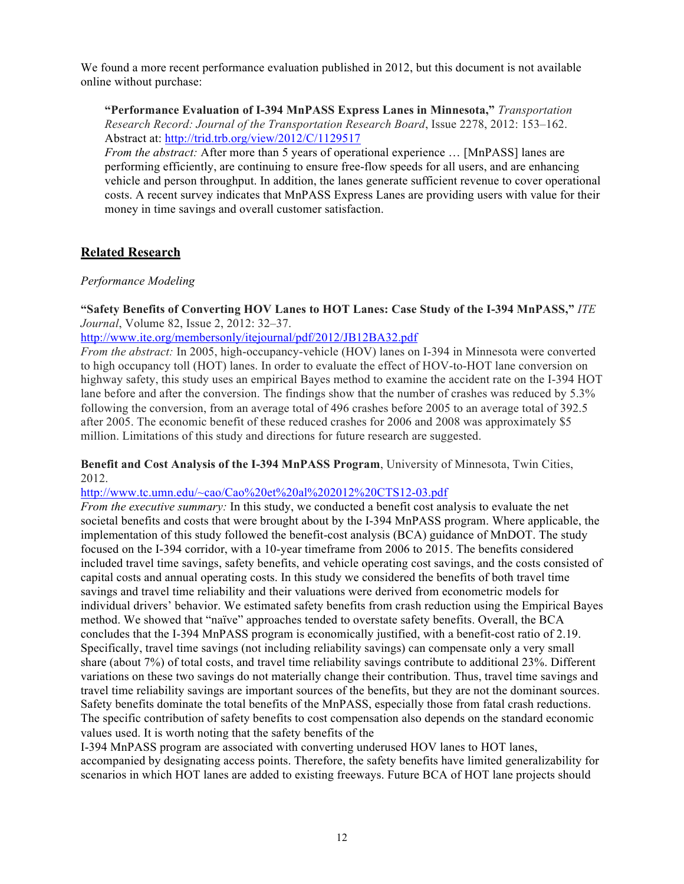We found a more recent performance evaluation published in 2012, but this document is not available online without purchase:

> **"Performance Evaluation of I-394 MnPASS Express Lanes in Minnesota,"** *Transportation Research Record: Journal of the Transportation Research Board*, Issue 2278, 2012: 153–162.
> Abstract at: http://trid.trb.org/view/2012/C/1129517
> *From the abstract:* After more than 5 years of operational experience … [MnPASS] lanes are performing efficiently, are continuing to ensure free-flow speeds for all users, and are enhancing vehicle and person throughput. In addition, the lanes generate sufficient revenue to cover operational costs. A recent survey indicates that MnPASS Express Lanes are providing users with value for their money in time savings and overall customer satisfaction.

## Related Research

*Performance Modeling*

**"Safety Benefits of Converting HOV Lanes to HOT Lanes: Case Study of the I-394 MnPASS,"** *ITE Journal*, Volume 82, Issue 2, 2012: 32–37.
http://www.ite.org/membersonly/itejournal/pdf/2012/JB12BA32.pdf
*From the abstract:* In 2005, high-occupancy-vehicle (HOV) lanes on I-394 in Minnesota were converted to high occupancy toll (HOT) lanes. In order to evaluate the effect of HOV-to-HOT lane conversion on highway safety, this study uses an empirical Bayes method to examine the accident rate on the I-394 HOT lane before and after the conversion. The findings show that the number of crashes was reduced by 5.3% following the conversion, from an average total of 496 crashes before 2005 to an average total of 392.5 after 2005. The economic benefit of these reduced crashes for 2006 and 2008 was approximately $5 million. Limitations of this study and directions for future research are suggested.

**Benefit and Cost Analysis of the I-394 MnPASS Program**, University of Minnesota, Twin Cities, 2012.
http://www.tc.umn.edu/~cao/Cao%20et%20al%202012%20CTS12-03.pdf
*From the executive summary:* In this study, we conducted a benefit cost analysis to evaluate the net societal benefits and costs that were brought about by the I-394 MnPASS program. Where applicable, the implementation of this study followed the benefit-cost analysis (BCA) guidance of MnDOT. The study focused on the I-394 corridor, with a 10-year timeframe from 2006 to 2015. The benefits considered included travel time savings, safety benefits, and vehicle operating cost savings, and the costs consisted of capital costs and annual operating costs. In this study we considered the benefits of both travel time savings and travel time reliability and their valuations were derived from econometric models for individual drivers' behavior. We estimated safety benefits from crash reduction using the Empirical Bayes method. We showed that "naïve" approaches tended to overstate safety benefits. Overall, the BCA concludes that the I-394 MnPASS program is economically justified, with a benefit-cost ratio of 2.19. Specifically, travel time savings (not including reliability savings) can compensate only a very small share (about 7%) of total costs, and travel time reliability savings contribute to additional 23%. Different variations on these two savings do not materially change their contribution. Thus, travel time savings and travel time reliability savings are important sources of the benefits, but they are not the dominant sources. Safety benefits dominate the total benefits of the MnPASS, especially those from fatal crash reductions. The specific contribution of safety benefits to cost compensation also depends on the standard economic values used. It is worth noting that the safety benefits of the I-394 MnPASS program are associated with converting underused HOV lanes to HOT lanes, accompanied by designating access points. Therefore, the safety benefits have limited generalizability for scenarios in which HOT lanes are added to existing freeways. Future BCA of HOT lane projects should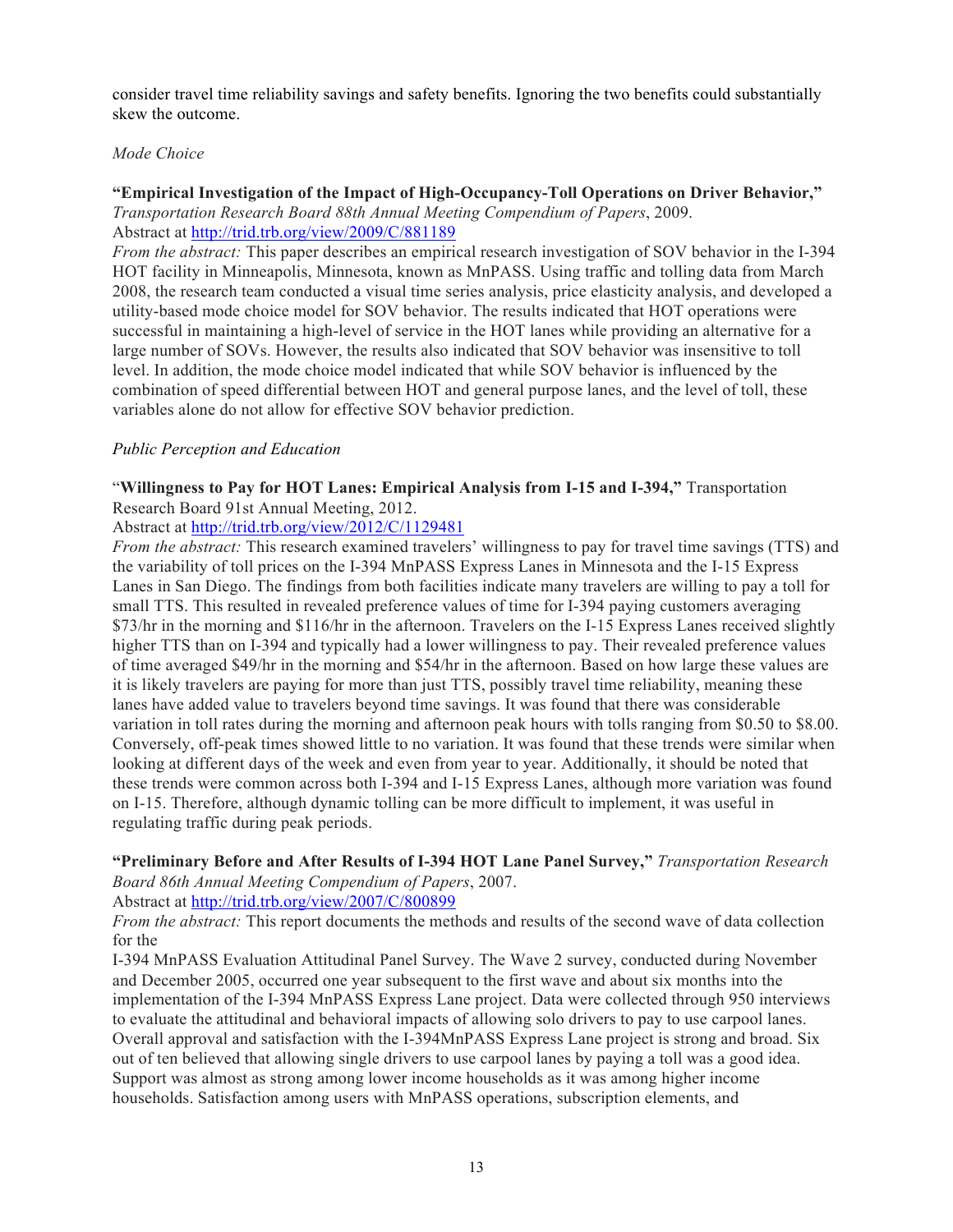consider travel time reliability savings and safety benefits. Ignoring the two benefits could substantially skew the outcome.

*Mode Choice*

**"Empirical Investigation of the Impact of High-Occupancy-Toll Operations on Driver Behavior,"** *Transportation Research Board 88th Annual Meeting Compendium of Papers*, 2009.
Abstract at http://trid.trb.org/view/2009/C/881189
*From the abstract:* This paper describes an empirical research investigation of SOV behavior in the I-394 HOT facility in Minneapolis, Minnesota, known as MnPASS. Using traffic and tolling data from March 2008, the research team conducted a visual time series analysis, price elasticity analysis, and developed a utility-based mode choice model for SOV behavior. The results indicated that HOT operations were successful in maintaining a high-level of service in the HOT lanes while providing an alternative for a large number of SOVs. However, the results also indicated that SOV behavior was insensitive to toll level. In addition, the mode choice model indicated that while SOV behavior is influenced by the combination of speed differential between HOT and general purpose lanes, and the level of toll, these variables alone do not allow for effective SOV behavior prediction.

*Public Perception and Education*

"**Willingness to Pay for HOT Lanes: Empirical Analysis from I-15 and I-394,"** Transportation Research Board 91st Annual Meeting, 2012.
Abstract at http://trid.trb.org/view/2012/C/1129481
*From the abstract:* This research examined travelers' willingness to pay for travel time savings (TTS) and the variability of toll prices on the I-394 MnPASS Express Lanes in Minnesota and the I-15 Express Lanes in San Diego. The findings from both facilities indicate many travelers are willing to pay a toll for small TTS. This resulted in revealed preference values of time for I-394 paying customers averaging \$73/hr in the morning and \$116/hr in the afternoon. Travelers on the I-15 Express Lanes received slightly higher TTS than on I-394 and typically had a lower willingness to pay. Their revealed preference values of time averaged \$49/hr in the morning and \$54/hr in the afternoon. Based on how large these values are it is likely travelers are paying for more than just TTS, possibly travel time reliability, meaning these lanes have added value to travelers beyond time savings. It was found that there was considerable variation in toll rates during the morning and afternoon peak hours with tolls ranging from \$0.50 to \$8.00. Conversely, off-peak times showed little to no variation. It was found that these trends were similar when looking at different days of the week and even from year to year. Additionally, it should be noted that these trends were common across both I-394 and I-15 Express Lanes, although more variation was found on I-15. Therefore, although dynamic tolling can be more difficult to implement, it was useful in regulating traffic during peak periods.

**"Preliminary Before and After Results of I-394 HOT Lane Panel Survey,"** *Transportation Research Board 86th Annual Meeting Compendium of Papers*, 2007.
Abstract at http://trid.trb.org/view/2007/C/800899
*From the abstract:* This report documents the methods and results of the second wave of data collection for the
I-394 MnPASS Evaluation Attitudinal Panel Survey. The Wave 2 survey, conducted during November and December 2005, occurred one year subsequent to the first wave and about six months into the implementation of the I-394 MnPASS Express Lane project. Data were collected through 950 interviews to evaluate the attitudinal and behavioral impacts of allowing solo drivers to pay to use carpool lanes. Overall approval and satisfaction with the I-394MnPASS Express Lane project is strong and broad. Six out of ten believed that allowing single drivers to use carpool lanes by paying a toll was a good idea. Support was almost as strong among lower income households as it was among higher income households. Satisfaction among users with MnPASS operations, subscription elements, and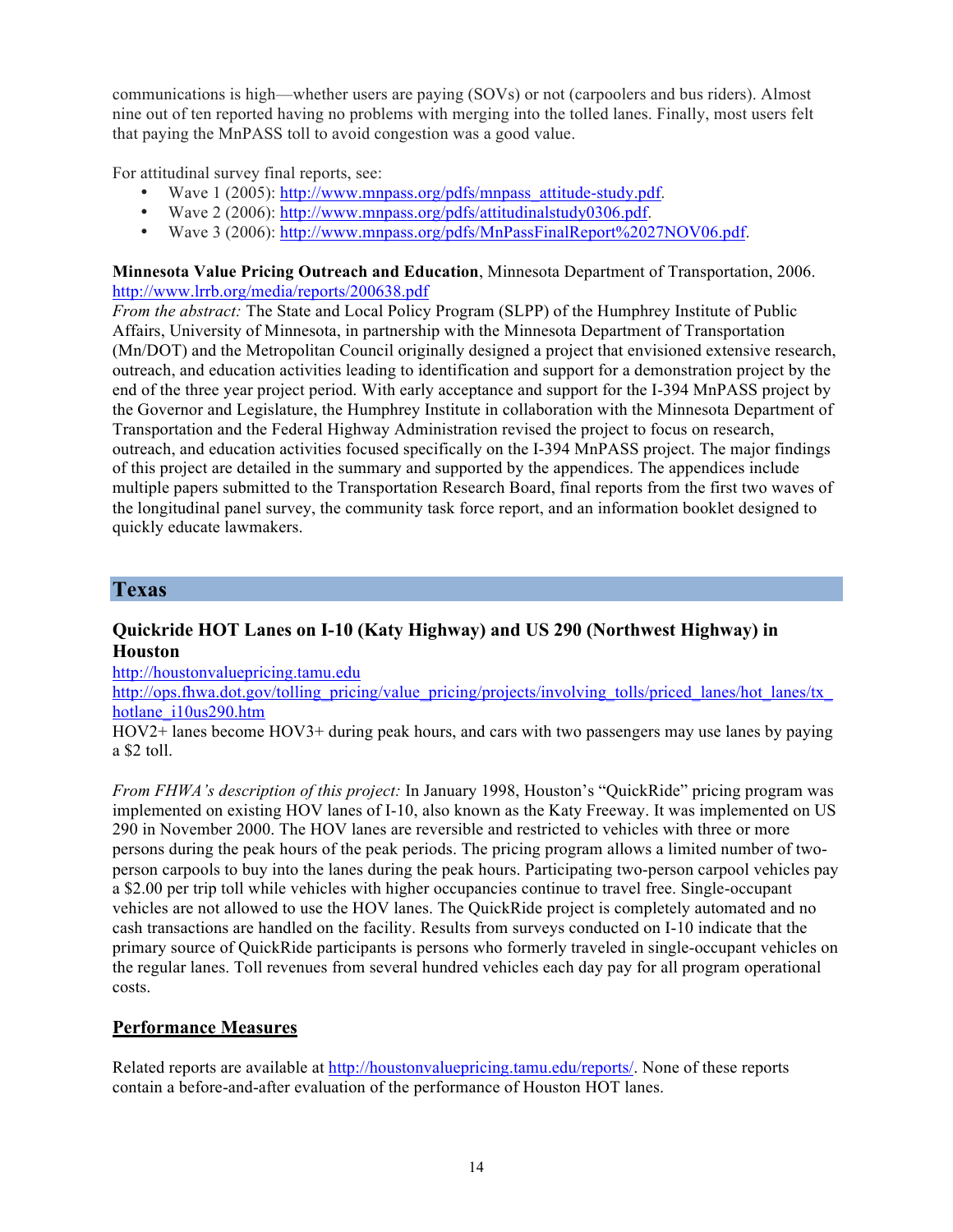communications is high—whether users are paying (SOVs) or not (carpoolers and bus riders). Almost nine out of ten reported having no problems with merging into the tolled lanes. Finally, most users felt that paying the MnPASS toll to avoid congestion was a good value.

For attitudinal survey final reports, see:

- Wave 1 (2005): http://www.mnpass.org/pdfs/mnpass_attitude-study.pdf.
- Wave 2 (2006): http://www.mnpass.org/pdfs/attitudinalstudy0306.pdf.
- Wave 3 (2006): http://www.mnpass.org/pdfs/MnPassFinalReport%2027NOV06.pdf.

**Minnesota Value Pricing Outreach and Education**, Minnesota Department of Transportation, 2006. http://www.lrrb.org/media/reports/200638.pdf
*From the abstract:* The State and Local Policy Program (SLPP) of the Humphrey Institute of Public Affairs, University of Minnesota, in partnership with the Minnesota Department of Transportation (Mn/DOT) and the Metropolitan Council originally designed a project that envisioned extensive research, outreach, and education activities leading to identification and support for a demonstration project by the end of the three year project period. With early acceptance and support for the I-394 MnPASS project by the Governor and Legislature, the Humphrey Institute in collaboration with the Minnesota Department of Transportation and the Federal Highway Administration revised the project to focus on research, outreach, and education activities focused specifically on the I-394 MnPASS project. The major findings of this project are detailed in the summary and supported by the appendices. The appendices include multiple papers submitted to the Transportation Research Board, final reports from the first two waves of the longitudinal panel survey, the community task force report, and an information booklet designed to quickly educate lawmakers.

## Texas

### Quickride HOT Lanes on I-10 (Katy Highway) and US 290 (Northwest Highway) in Houston

http://houstonvaluepricing.tamu.edu
http://ops.fhwa.dot.gov/tolling_pricing/value_pricing/projects/involving_tolls/priced_lanes/hot_lanes/tx_hotlane_i10us290.htm
HOV2+ lanes become HOV3+ during peak hours, and cars with two passengers may use lanes by paying a $2 toll.

*From FHWA's description of this project:* In January 1998, Houston's "QuickRide" pricing program was implemented on existing HOV lanes of I-10, also known as the Katy Freeway. It was implemented on US 290 in November 2000. The HOV lanes are reversible and restricted to vehicles with three or more persons during the peak hours of the peak periods. The pricing program allows a limited number of two-person carpools to buy into the lanes during the peak hours. Participating two-person carpool vehicles pay a $2.00 per trip toll while vehicles with higher occupancies continue to travel free. Single-occupant vehicles are not allowed to use the HOV lanes. The QuickRide project is completely automated and no cash transactions are handled on the facility. Results from surveys conducted on I-10 indicate that the primary source of QuickRide participants is persons who formerly traveled in single-occupant vehicles on the regular lanes. Toll revenues from several hundred vehicles each day pay for all program operational costs.

#### Performance Measures

Related reports are available at http://houstonvaluepricing.tamu.edu/reports/. None of these reports contain a before-and-after evaluation of the performance of Houston HOT lanes.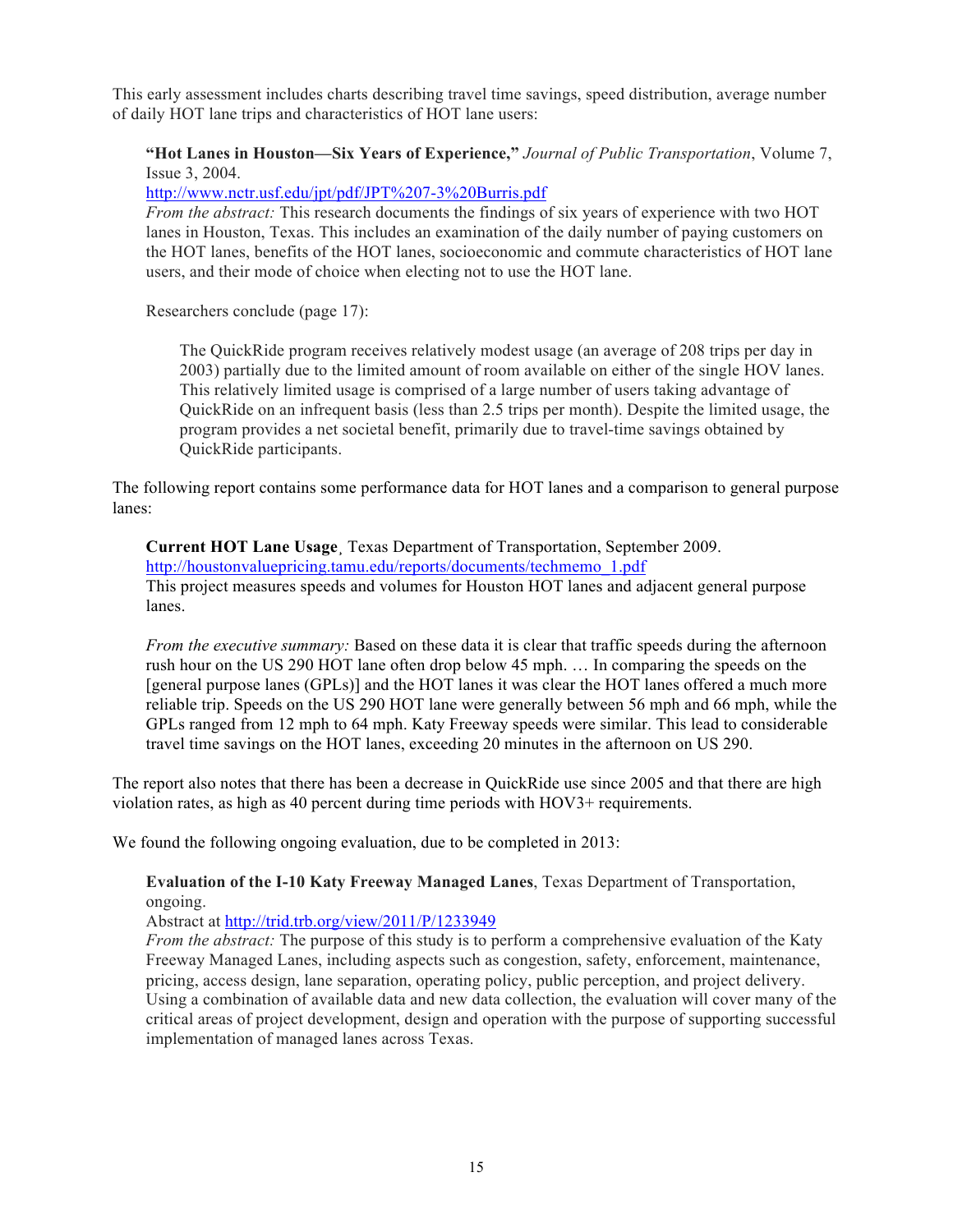This early assessment includes charts describing travel time savings, speed distribution, average number of daily HOT lane trips and characteristics of HOT lane users:

> **"Hot Lanes in Houston—Six Years of Experience,"** *Journal of Public Transportation*, Volume 7, Issue 3, 2004.
> http://www.nctr.usf.edu/jpt/pdf/JPT%207-3%20Burris.pdf
> *From the abstract:* This research documents the findings of six years of experience with two HOT lanes in Houston, Texas. This includes an examination of the daily number of paying customers on the HOT lanes, benefits of the HOT lanes, socioeconomic and commute characteristics of HOT lane users, and their mode of choice when electing not to use the HOT lane.
>
> Researchers conclude (page 17):
>
> > The QuickRide program receives relatively modest usage (an average of 208 trips per day in 2003) partially due to the limited amount of room available on either of the single HOV lanes. This relatively limited usage is comprised of a large number of users taking advantage of QuickRide on an infrequent basis (less than 2.5 trips per month). Despite the limited usage, the program provides a net societal benefit, primarily due to travel-time savings obtained by QuickRide participants.

The following report contains some performance data for HOT lanes and a comparison to general purpose lanes:

> **Current HOT Lane Usage**¸ Texas Department of Transportation, September 2009.
> http://houstonvaluepricing.tamu.edu/reports/documents/techmemo_1.pdf
> This project measures speeds and volumes for Houston HOT lanes and adjacent general purpose lanes.
>
> *From the executive summary:* Based on these data it is clear that traffic speeds during the afternoon rush hour on the US 290 HOT lane often drop below 45 mph. … In comparing the speeds on the [general purpose lanes (GPLs)] and the HOT lanes it was clear the HOT lanes offered a much more reliable trip. Speeds on the US 290 HOT lane were generally between 56 mph and 66 mph, while the GPLs ranged from 12 mph to 64 mph. Katy Freeway speeds were similar. This lead to considerable travel time savings on the HOT lanes, exceeding 20 minutes in the afternoon on US 290.

The report also notes that there has been a decrease in QuickRide use since 2005 and that there are high violation rates, as high as 40 percent during time periods with HOV3+ requirements.

We found the following ongoing evaluation, due to be completed in 2013:

> **Evaluation of the I-10 Katy Freeway Managed Lanes**, Texas Department of Transportation, ongoing.
> Abstract at http://trid.trb.org/view/2011/P/1233949
> *From the abstract:* The purpose of this study is to perform a comprehensive evaluation of the Katy Freeway Managed Lanes, including aspects such as congestion, safety, enforcement, maintenance, pricing, access design, lane separation, operating policy, public perception, and project delivery. Using a combination of available data and new data collection, the evaluation will cover many of the critical areas of project development, design and operation with the purpose of supporting successful implementation of managed lanes across Texas.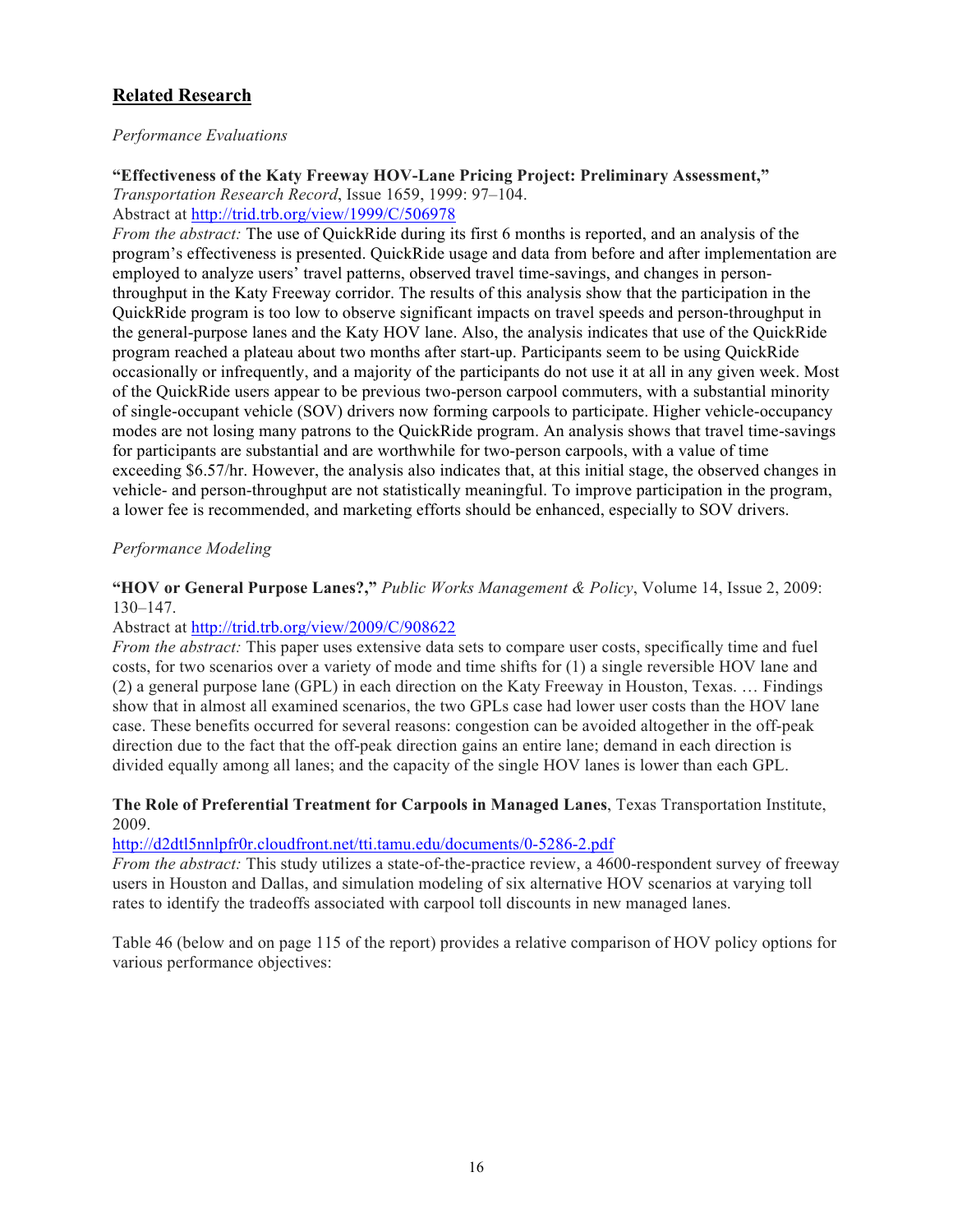## Related Research

*Performance Evaluations*

**"Effectiveness of the Katy Freeway HOV-Lane Pricing Project: Preliminary Assessment,"** *Transportation Research Record*, Issue 1659, 1999: 97–104.
Abstract at http://trid.trb.org/view/1999/C/506978

*From the abstract:* The use of QuickRide during its first 6 months is reported, and an analysis of the program's effectiveness is presented. QuickRide usage and data from before and after implementation are employed to analyze users' travel patterns, observed travel time-savings, and changes in person-throughput in the Katy Freeway corridor. The results of this analysis show that the participation in the QuickRide program is too low to observe significant impacts on travel speeds and person-throughput in the general-purpose lanes and the Katy HOV lane. Also, the analysis indicates that use of the QuickRide program reached a plateau about two months after start-up. Participants seem to be using QuickRide occasionally or infrequently, and a majority of the participants do not use it at all in any given week. Most of the QuickRide users appear to be previous two-person carpool commuters, with a substantial minority of single-occupant vehicle (SOV) drivers now forming carpools to participate. Higher vehicle-occupancy modes are not losing many patrons to the QuickRide program. An analysis shows that travel time-savings for participants are substantial and are worthwhile for two-person carpools, with a value of time exceeding $6.57/hr. However, the analysis also indicates that, at this initial stage, the observed changes in vehicle- and person-throughput are not statistically meaningful. To improve participation in the program, a lower fee is recommended, and marketing efforts should be enhanced, especially to SOV drivers.

*Performance Modeling*

**"HOV or General Purpose Lanes?,"** *Public Works Management & Policy*, Volume 14, Issue 2, 2009: 130–147.
Abstract at http://trid.trb.org/view/2009/C/908622

*From the abstract:* This paper uses extensive data sets to compare user costs, specifically time and fuel costs, for two scenarios over a variety of mode and time shifts for (1) a single reversible HOV lane and (2) a general purpose lane (GPL) in each direction on the Katy Freeway in Houston, Texas. … Findings show that in almost all examined scenarios, the two GPLs case had lower user costs than the HOV lane case. These benefits occurred for several reasons: congestion can be avoided altogether in the off-peak direction due to the fact that the off-peak direction gains an entire lane; demand in each direction is divided equally among all lanes; and the capacity of the single HOV lanes is lower than each GPL.

**The Role of Preferential Treatment for Carpools in Managed Lanes**, Texas Transportation Institute, 2009.
http://d2dtl5nnlpfr0r.cloudfront.net/tti.tamu.edu/documents/0-5286-2.pdf

*From the abstract:* This study utilizes a state-of-the-practice review, a 4600-respondent survey of freeway users in Houston and Dallas, and simulation modeling of six alternative HOV scenarios at varying toll rates to identify the tradeoffs associated with carpool toll discounts in new managed lanes.

Table 46 (below and on page 115 of the report) provides a relative comparison of HOV policy options for various performance objectives: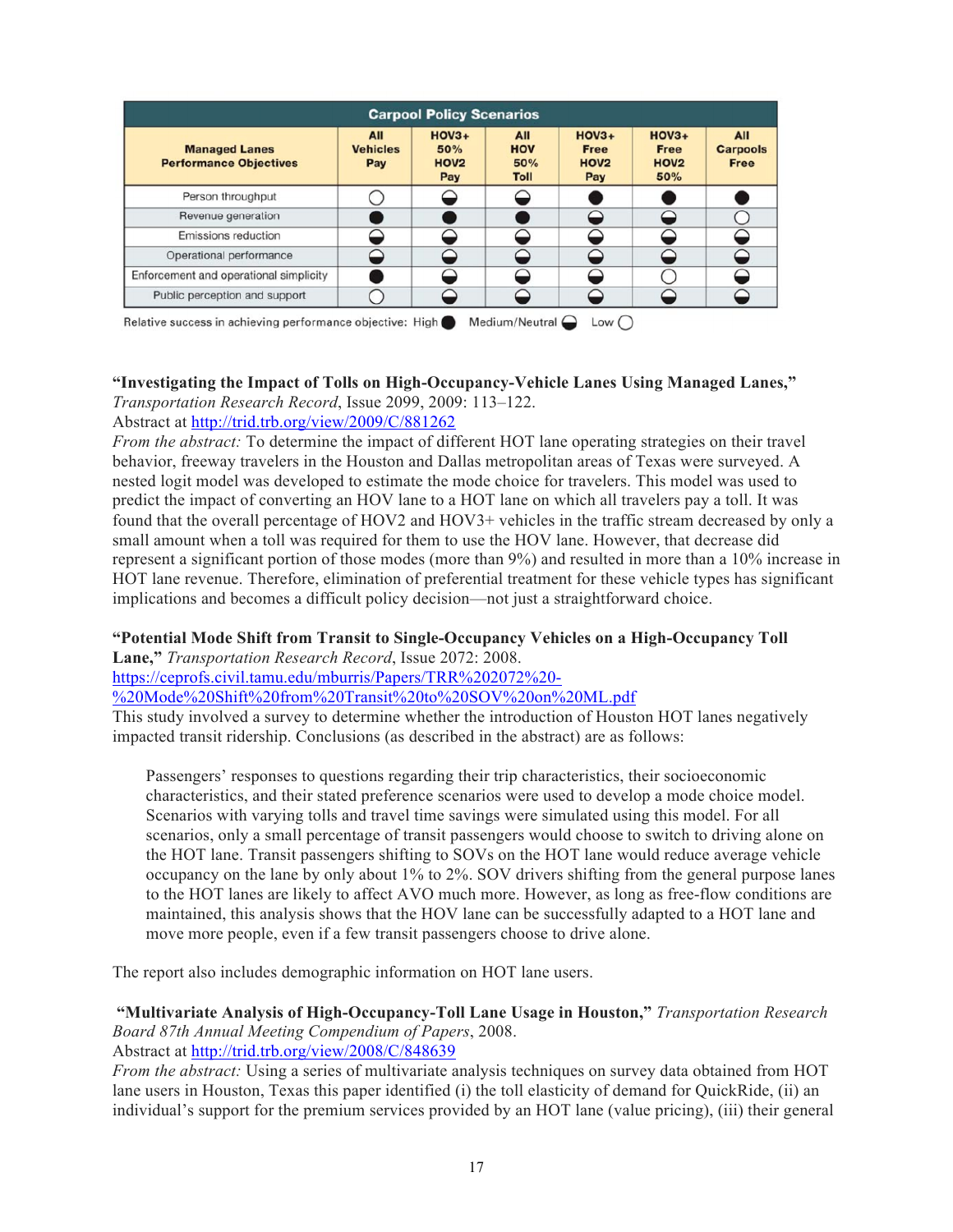| Carpool Policy Scenarios | | | | | | |
|---|---|---|---|---|---|---|
| **Managed Lanes Performance Objectives** | **All Vehicles Pay** | **HOV3+ 50% HOV2 Pay** | **All HOV 50% Toll** | **HOV3+ Free HOV2 Pay** | **HOV3+ Free HOV2 50%** | **All Carpools Free** |
| Person throughput | ○ | ◒ | ◒ | ● | ● | ● |
| Revenue generation | ● | ● | ● | ◒ | ◒ | ○ |
| Emissions reduction | ◒ | ◒ | ◒ | ◒ | ◒ | ◒ |
| Operational performance | ◒ | ◒ | ◒ | ◒ | ◒ | ◒ |
| Enforcement and operational simplicity | ● | ◒ | ◒ | ◒ | ○ | ◒ |
| Public perception and support | ○ | ◒ | ◒ | ◒ | ◒ | ◒ |

Relative success in achieving performance objective: High ● Medium/Neutral ◒ Low ○

**"Investigating the Impact of Tolls on High-Occupancy-Vehicle Lanes Using Managed Lanes,"** *Transportation Research Record*, Issue 2099, 2009: 113–122.
Abstract at http://trid.trb.org/view/2009/C/881262
*From the abstract:* To determine the impact of different HOT lane operating strategies on their travel behavior, freeway travelers in the Houston and Dallas metropolitan areas of Texas were surveyed. A nested logit model was developed to estimate the mode choice for travelers. This model was used to predict the impact of converting an HOV lane to a HOT lane on which all travelers pay a toll. It was found that the overall percentage of HOV2 and HOV3+ vehicles in the traffic stream decreased by only a small amount when a toll was required for them to use the HOV lane. However, that decrease did represent a significant portion of those modes (more than 9%) and resulted in more than a 10% increase in HOT lane revenue. Therefore, elimination of preferential treatment for these vehicle types has significant implications and becomes a difficult policy decision—not just a straightforward choice.

**"Potential Mode Shift from Transit to Single-Occupancy Vehicles on a High-Occupancy Toll Lane,"** *Transportation Research Record*, Issue 2072: 2008.
https://ceprofs.civil.tamu.edu/mburris/Papers/TRR%202072%20-%20Mode%20Shift%20from%20Transit%20to%20SOV%20on%20ML.pdf
This study involved a survey to determine whether the introduction of Houston HOT lanes negatively impacted transit ridership. Conclusions (as described in the abstract) are as follows:

> Passengers' responses to questions regarding their trip characteristics, their socioeconomic characteristics, and their stated preference scenarios were used to develop a mode choice model. Scenarios with varying tolls and travel time savings were simulated using this model. For all scenarios, only a small percentage of transit passengers would choose to switch to driving alone on the HOT lane. Transit passengers shifting to SOVs on the HOT lane would reduce average vehicle occupancy on the lane by only about 1% to 2%. SOV drivers shifting from the general purpose lanes to the HOT lanes are likely to affect AVO much more. However, as long as free-flow conditions are maintained, this analysis shows that the HOV lane can be successfully adapted to a HOT lane and move more people, even if a few transit passengers choose to drive alone.

The report also includes demographic information on HOT lane users.

**"Multivariate Analysis of High-Occupancy-Toll Lane Usage in Houston,"** *Transportation Research Board 87th Annual Meeting Compendium of Papers*, 2008.
Abstract at http://trid.trb.org/view/2008/C/848639
*From the abstract:* Using a series of multivariate analysis techniques on survey data obtained from HOT lane users in Houston, Texas this paper identified (i) the toll elasticity of demand for QuickRide, (ii) an individual's support for the premium services provided by an HOT lane (value pricing), (iii) their general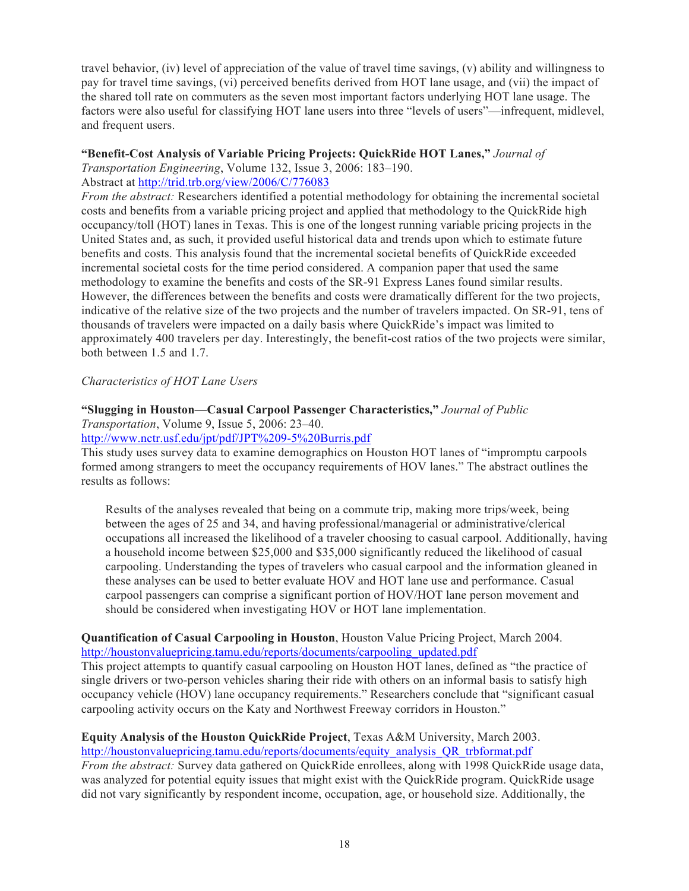travel behavior, (iv) level of appreciation of the value of travel time savings, (v) ability and willingness to pay for travel time savings, (vi) perceived benefits derived from HOT lane usage, and (vii) the impact of the shared toll rate on commuters as the seven most important factors underlying HOT lane usage. The factors were also useful for classifying HOT lane users into three "levels of users"—infrequent, midlevel, and frequent users.

**"Benefit-Cost Analysis of Variable Pricing Projects: QuickRide HOT Lanes,"** *Journal of Transportation Engineering*, Volume 132, Issue 3, 2006: 183–190.
Abstract at http://trid.trb.org/view/2006/C/776083
*From the abstract:* Researchers identified a potential methodology for obtaining the incremental societal costs and benefits from a variable pricing project and applied that methodology to the QuickRide high occupancy/toll (HOT) lanes in Texas. This is one of the longest running variable pricing projects in the United States and, as such, it provided useful historical data and trends upon which to estimate future benefits and costs. This analysis found that the incremental societal benefits of QuickRide exceeded incremental societal costs for the time period considered. A companion paper that used the same methodology to examine the benefits and costs of the SR-91 Express Lanes found similar results. However, the differences between the benefits and costs were dramatically different for the two projects, indicative of the relative size of the two projects and the number of travelers impacted. On SR-91, tens of thousands of travelers were impacted on a daily basis where QuickRide's impact was limited to approximately 400 travelers per day. Interestingly, the benefit-cost ratios of the two projects were similar, both between 1.5 and 1.7.

*Characteristics of HOT Lane Users*

**"Slugging in Houston—Casual Carpool Passenger Characteristics,"** *Journal of Public Transportation*, Volume 9, Issue 5, 2006: 23–40.
http://www.nctr.usf.edu/jpt/pdf/JPT%209-5%20Burris.pdf
This study uses survey data to examine demographics on Houston HOT lanes of "impromptu carpools formed among strangers to meet the occupancy requirements of HOV lanes." The abstract outlines the results as follows:

> Results of the analyses revealed that being on a commute trip, making more trips/week, being between the ages of 25 and 34, and having professional/managerial or administrative/clerical occupations all increased the likelihood of a traveler choosing to casual carpool. Additionally, having a household income between $25,000 and $35,000 significantly reduced the likelihood of casual carpooling. Understanding the types of travelers who casual carpool and the information gleaned in these analyses can be used to better evaluate HOV and HOT lane use and performance. Casual carpool passengers can comprise a significant portion of HOV/HOT lane person movement and should be considered when investigating HOV or HOT lane implementation.

**Quantification of Casual Carpooling in Houston**, Houston Value Pricing Project, March 2004.
http://houstonvaluepricing.tamu.edu/reports/documents/carpooling_updated.pdf
This project attempts to quantify casual carpooling on Houston HOT lanes, defined as "the practice of single drivers or two-person vehicles sharing their ride with others on an informal basis to satisfy high occupancy vehicle (HOV) lane occupancy requirements." Researchers conclude that "significant casual carpooling activity occurs on the Katy and Northwest Freeway corridors in Houston."

**Equity Analysis of the Houston QuickRide Project**, Texas A&M University, March 2003.
http://houstonvaluepricing.tamu.edu/reports/documents/equity_analysis_QR_trbformat.pdf
*From the abstract:* Survey data gathered on QuickRide enrollees, along with 1998 QuickRide usage data, was analyzed for potential equity issues that might exist with the QuickRide program. QuickRide usage did not vary significantly by respondent income, occupation, age, or household size. Additionally, the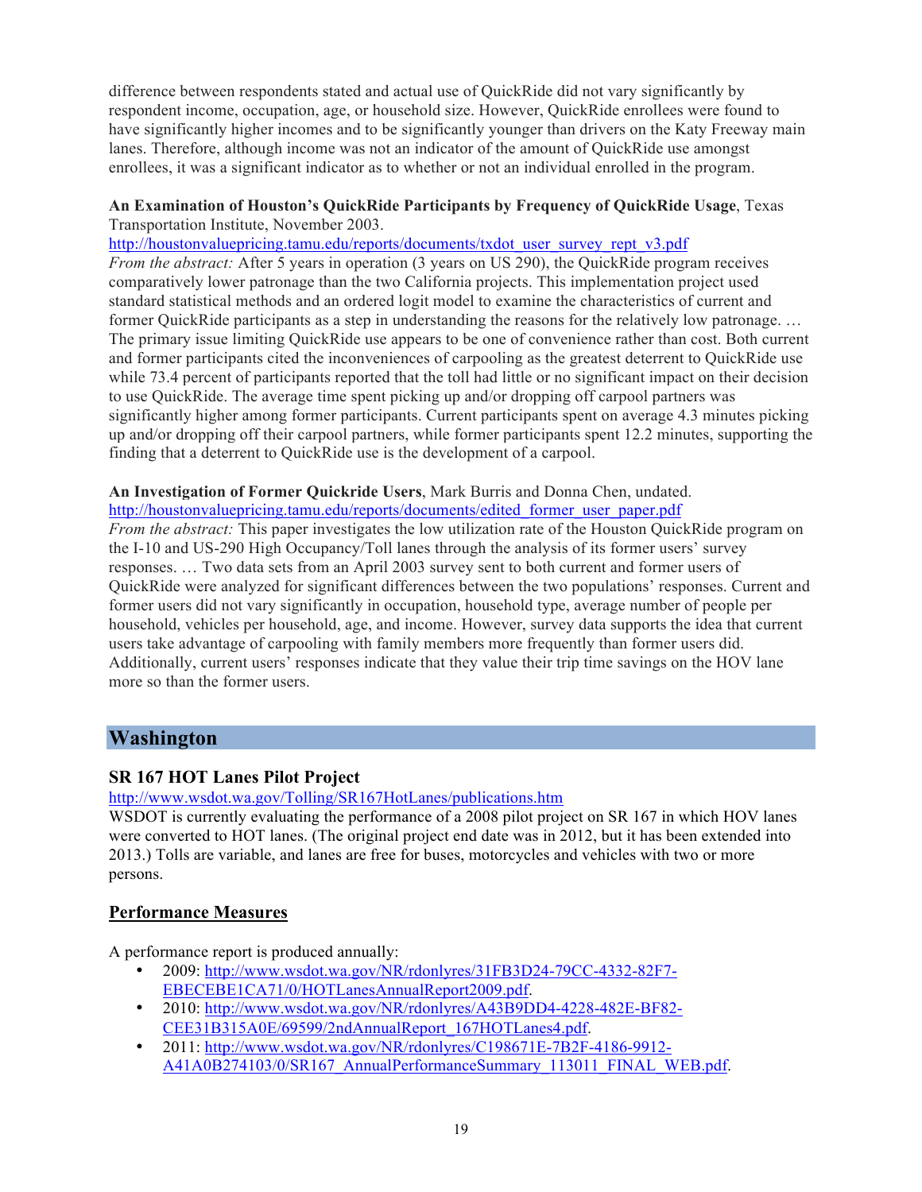difference between respondents stated and actual use of QuickRide did not vary significantly by respondent income, occupation, age, or household size. However, QuickRide enrollees were found to have significantly higher incomes and to be significantly younger than drivers on the Katy Freeway main lanes. Therefore, although income was not an indicator of the amount of QuickRide use amongst enrollees, it was a significant indicator as to whether or not an individual enrolled in the program.

**An Examination of Houston's QuickRide Participants by Frequency of QuickRide Usage**, Texas Transportation Institute, November 2003.
http://houstonvaluepricing.tamu.edu/reports/documents/txdot_user_survey_rept_v3.pdf
*From the abstract:* After 5 years in operation (3 years on US 290), the QuickRide program receives comparatively lower patronage than the two California projects. This implementation project used standard statistical methods and an ordered logit model to examine the characteristics of current and former QuickRide participants as a step in understanding the reasons for the relatively low patronage. … The primary issue limiting QuickRide use appears to be one of convenience rather than cost. Both current and former participants cited the inconveniences of carpooling as the greatest deterrent to QuickRide use while 73.4 percent of participants reported that the toll had little or no significant impact on their decision to use QuickRide. The average time spent picking up and/or dropping off carpool partners was significantly higher among former participants. Current participants spent on average 4.3 minutes picking up and/or dropping off their carpool partners, while former participants spent 12.2 minutes, supporting the finding that a deterrent to QuickRide use is the development of a carpool.

**An Investigation of Former Quickride Users**, Mark Burris and Donna Chen, undated.
http://houstonvaluepricing.tamu.edu/reports/documents/edited_former_user_paper.pdf
*From the abstract:* This paper investigates the low utilization rate of the Houston QuickRide program on the I-10 and US-290 High Occupancy/Toll lanes through the analysis of its former users' survey responses. … Two data sets from an April 2003 survey sent to both current and former users of QuickRide were analyzed for significant differences between the two populations' responses. Current and former users did not vary significantly in occupation, household type, average number of people per household, vehicles per household, age, and income. However, survey data supports the idea that current users take advantage of carpooling with family members more frequently than former users did. Additionally, current users' responses indicate that they value their trip time savings on the HOV lane more so than the former users.

## Washington

### SR 167 HOT Lanes Pilot Project

http://www.wsdot.wa.gov/Tolling/SR167HotLanes/publications.htm
WSDOT is currently evaluating the performance of a 2008 pilot project on SR 167 in which HOV lanes were converted to HOT lanes. (The original project end date was in 2012, but it has been extended into 2013.) Tolls are variable, and lanes are free for buses, motorcycles and vehicles with two or more persons.

#### Performance Measures

A performance report is produced annually:

- 2009: http://www.wsdot.wa.gov/NR/rdonlyres/31FB3D24-79CC-4332-82F7-EBECEBE1CA71/0/HOTLanesAnnualReport2009.pdf.
- 2010: http://www.wsdot.wa.gov/NR/rdonlyres/A43B9DD4-4228-482E-BF82-CEE31B315A0E/69599/2ndAnnualReport_167HOTLanes4.pdf.
- 2011: http://www.wsdot.wa.gov/NR/rdonlyres/C198671E-7B2F-4186-9912-A41A0B274103/0/SR167_AnnualPerformanceSummary_113011_FINAL_WEB.pdf.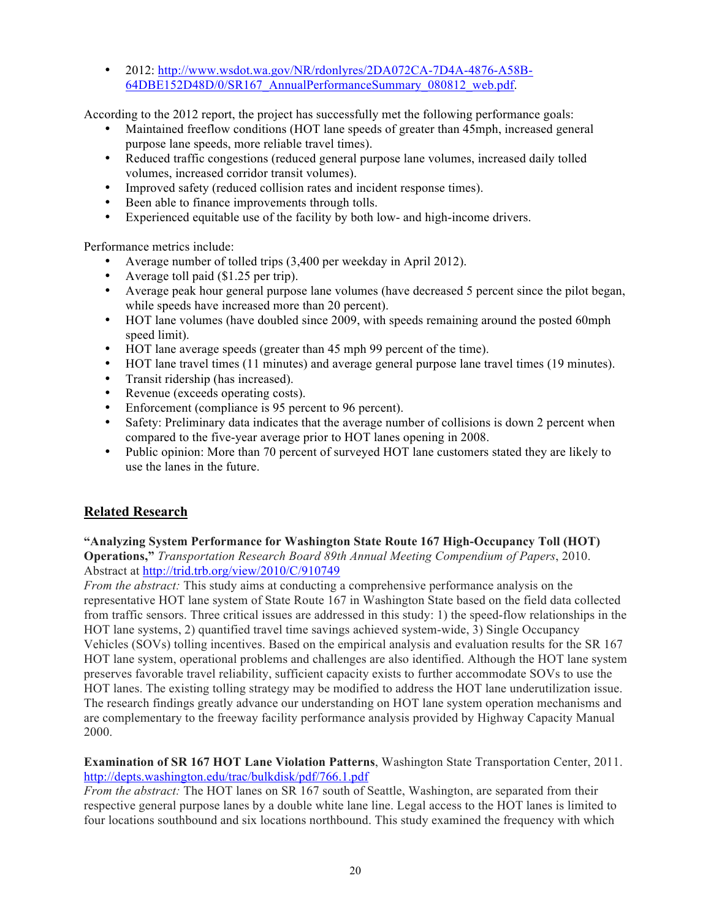- 2012: [http://www.wsdot.wa.gov/NR/rdonlyres/2DA072CA-7D4A-4876-A58B-64DBE152D48D/0/SR167_AnnualPerformanceSummary_080812_web.pdf](http://www.wsdot.wa.gov/NR/rdonlyres/2DA072CA-7D4A-4876-A58B-64DBE152D48D/0/SR167_AnnualPerformanceSummary_080812_web.pdf).

According to the 2012 report, the project has successfully met the following performance goals:

- Maintained freeflow conditions (HOT lane speeds of greater than 45mph, increased general purpose lane speeds, more reliable travel times).
- Reduced traffic congestions (reduced general purpose lane volumes, increased daily tolled volumes, increased corridor transit volumes).
- Improved safety (reduced collision rates and incident response times).
- Been able to finance improvements through tolls.
- Experienced equitable use of the facility by both low- and high-income drivers.

Performance metrics include:

- Average number of tolled trips (3,400 per weekday in April 2012).
- Average toll paid ($1.25 per trip).
- Average peak hour general purpose lane volumes (have decreased 5 percent since the pilot began, while speeds have increased more than 20 percent).
- HOT lane volumes (have doubled since 2009, with speeds remaining around the posted 60mph speed limit).
- HOT lane average speeds (greater than 45 mph 99 percent of the time).
- HOT lane travel times (11 minutes) and average general purpose lane travel times (19 minutes).
- Transit ridership (has increased).
- Revenue (exceeds operating costs).
- Enforcement (compliance is 95 percent to 96 percent).
- Safety: Preliminary data indicates that the average number of collisions is down 2 percent when compared to the five-year average prior to HOT lanes opening in 2008.
- Public opinion: More than 70 percent of surveyed HOT lane customers stated they are likely to use the lanes in the future.

## Related Research

**"Analyzing System Performance for Washington State Route 167 High-Occupancy Toll (HOT) Operations,"** *Transportation Research Board 89th Annual Meeting Compendium of Papers*, 2010. Abstract at [http://trid.trb.org/view/2010/C/910749](http://trid.trb.org/view/2010/C/910749)
*From the abstract:* This study aims at conducting a comprehensive performance analysis on the representative HOT lane system of State Route 167 in Washington State based on the field data collected from traffic sensors. Three critical issues are addressed in this study: 1) the speed-flow relationships in the HOT lane systems, 2) quantified travel time savings achieved system-wide, 3) Single Occupancy Vehicles (SOVs) tolling incentives. Based on the empirical analysis and evaluation results for the SR 167 HOT lane system, operational problems and challenges are also identified. Although the HOT lane system preserves favorable travel reliability, sufficient capacity exists to further accommodate SOVs to use the HOT lanes. The existing tolling strategy may be modified to address the HOT lane underutilization issue. The research findings greatly advance our understanding on HOT lane system operation mechanisms and are complementary to the freeway facility performance analysis provided by Highway Capacity Manual 2000.

**Examination of SR 167 HOT Lane Violation Patterns**, Washington State Transportation Center, 2011. [http://depts.washington.edu/trac/bulkdisk/pdf/766.1.pdf](http://depts.washington.edu/trac/bulkdisk/pdf/766.1.pdf)
*From the abstract:* The HOT lanes on SR 167 south of Seattle, Washington, are separated from their respective general purpose lanes by a double white lane line. Legal access to the HOT lanes is limited to four locations southbound and six locations northbound. This study examined the frequency with which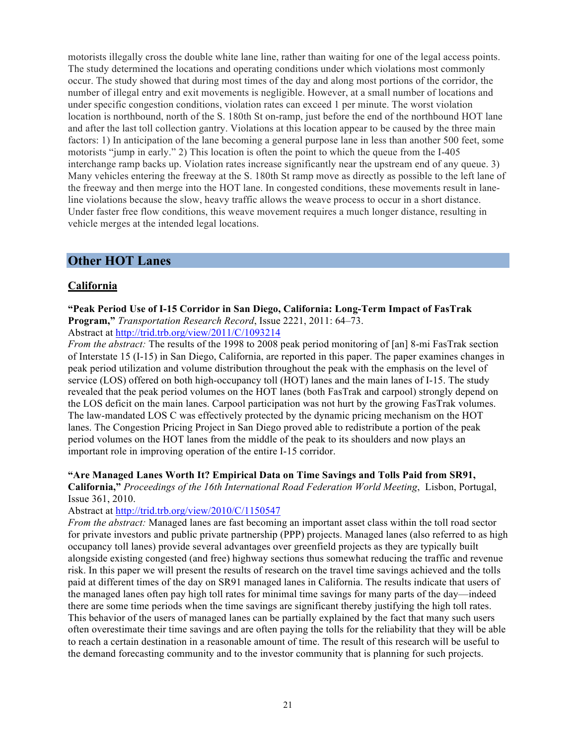motorists illegally cross the double white lane line, rather than waiting for one of the legal access points. The study determined the locations and operating conditions under which violations most commonly occur. The study showed that during most times of the day and along most portions of the corridor, the number of illegal entry and exit movements is negligible. However, at a small number of locations and under specific congestion conditions, violation rates can exceed 1 per minute. The worst violation location is northbound, north of the S. 180th St on-ramp, just before the end of the northbound HOT lane and after the last toll collection gantry. Violations at this location appear to be caused by the three main factors: 1) In anticipation of the lane becoming a general purpose lane in less than another 500 feet, some motorists "jump in early." 2) This location is often the point to which the queue from the I-405 interchange ramp backs up. Violation rates increase significantly near the upstream end of any queue. 3) Many vehicles entering the freeway at the S. 180th St ramp move as directly as possible to the left lane of the freeway and then merge into the HOT lane. In congested conditions, these movements result in lane-line violations because the slow, heavy traffic allows the weave process to occur in a short distance. Under faster free flow conditions, this weave movement requires a much longer distance, resulting in vehicle merges at the intended legal locations.

## Other HOT Lanes

### California

**"Peak Period Use of I-15 Corridor in San Diego, California: Long-Term Impact of FasTrak Program,"** *Transportation Research Record*, Issue 2221, 2011: 64–73.
Abstract at http://trid.trb.org/view/2011/C/1093214

*From the abstract:* The results of the 1998 to 2008 peak period monitoring of [an] 8-mi FasTrak section of Interstate 15 (I-15) in San Diego, California, are reported in this paper. The paper examines changes in peak period utilization and volume distribution throughout the peak with the emphasis on the level of service (LOS) offered on both high-occupancy toll (HOT) lanes and the main lanes of I-15. The study revealed that the peak period volumes on the HOT lanes (both FasTrak and carpool) strongly depend on the LOS deficit on the main lanes. Carpool participation was not hurt by the growing FasTrak volumes. The law-mandated LOS C was effectively protected by the dynamic pricing mechanism on the HOT lanes. The Congestion Pricing Project in San Diego proved able to redistribute a portion of the peak period volumes on the HOT lanes from the middle of the peak to its shoulders and now plays an important role in improving operation of the entire I-15 corridor.

**"Are Managed Lanes Worth It? Empirical Data on Time Savings and Tolls Paid from SR91, California,"** *Proceedings of the 16th International Road Federation World Meeting*, Lisbon, Portugal, Issue 361, 2010.
Abstract at http://trid.trb.org/view/2010/C/1150547

*From the abstract:* Managed lanes are fast becoming an important asset class within the toll road sector for private investors and public private partnership (PPP) projects. Managed lanes (also referred to as high occupancy toll lanes) provide several advantages over greenfield projects as they are typically built alongside existing congested (and free) highway sections thus somewhat reducing the traffic and revenue risk. In this paper we will present the results of research on the travel time savings achieved and the tolls paid at different times of the day on SR91 managed lanes in California. The results indicate that users of the managed lanes often pay high toll rates for minimal time savings for many parts of the day—indeed there are some time periods when the time savings are significant thereby justifying the high toll rates. This behavior of the users of managed lanes can be partially explained by the fact that many such users often overestimate their time savings and are often paying the tolls for the reliability that they will be able to reach a certain destination in a reasonable amount of time. The result of this research will be useful to the demand forecasting community and to the investor community that is planning for such projects.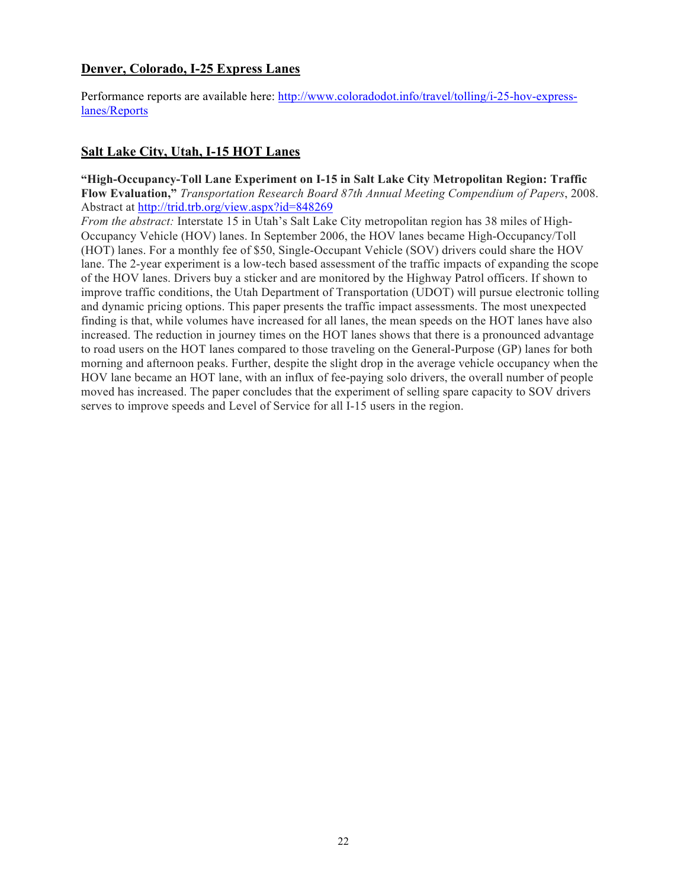## Denver, Colorado, I-25 Express Lanes

Performance reports are available here: http://www.coloradodot.info/travel/tolling/i-25-hov-express-lanes/Reports

## Salt Lake City, Utah, I-15 HOT Lanes

**"High-Occupancy-Toll Lane Experiment on I-15 in Salt Lake City Metropolitan Region: Traffic Flow Evaluation,"** *Transportation Research Board 87th Annual Meeting Compendium of Papers*, 2008. Abstract at http://trid.trb.org/view.aspx?id=848269

*From the abstract:* Interstate 15 in Utah's Salt Lake City metropolitan region has 38 miles of High-Occupancy Vehicle (HOV) lanes. In September 2006, the HOV lanes became High-Occupancy/Toll (HOT) lanes. For a monthly fee of $50, Single-Occupant Vehicle (SOV) drivers could share the HOV lane. The 2-year experiment is a low-tech based assessment of the traffic impacts of expanding the scope of the HOV lanes. Drivers buy a sticker and are monitored by the Highway Patrol officers. If shown to improve traffic conditions, the Utah Department of Transportation (UDOT) will pursue electronic tolling and dynamic pricing options. This paper presents the traffic impact assessments. The most unexpected finding is that, while volumes have increased for all lanes, the mean speeds on the HOT lanes have also increased. The reduction in journey times on the HOT lanes shows that there is a pronounced advantage to road users on the HOT lanes compared to those traveling on the General-Purpose (GP) lanes for both morning and afternoon peaks. Further, despite the slight drop in the average vehicle occupancy when the HOV lane became an HOT lane, with an influx of fee-paying solo drivers, the overall number of people moved has increased. The paper concludes that the experiment of selling spare capacity to SOV drivers serves to improve speeds and Level of Service for all I-15 users in the region.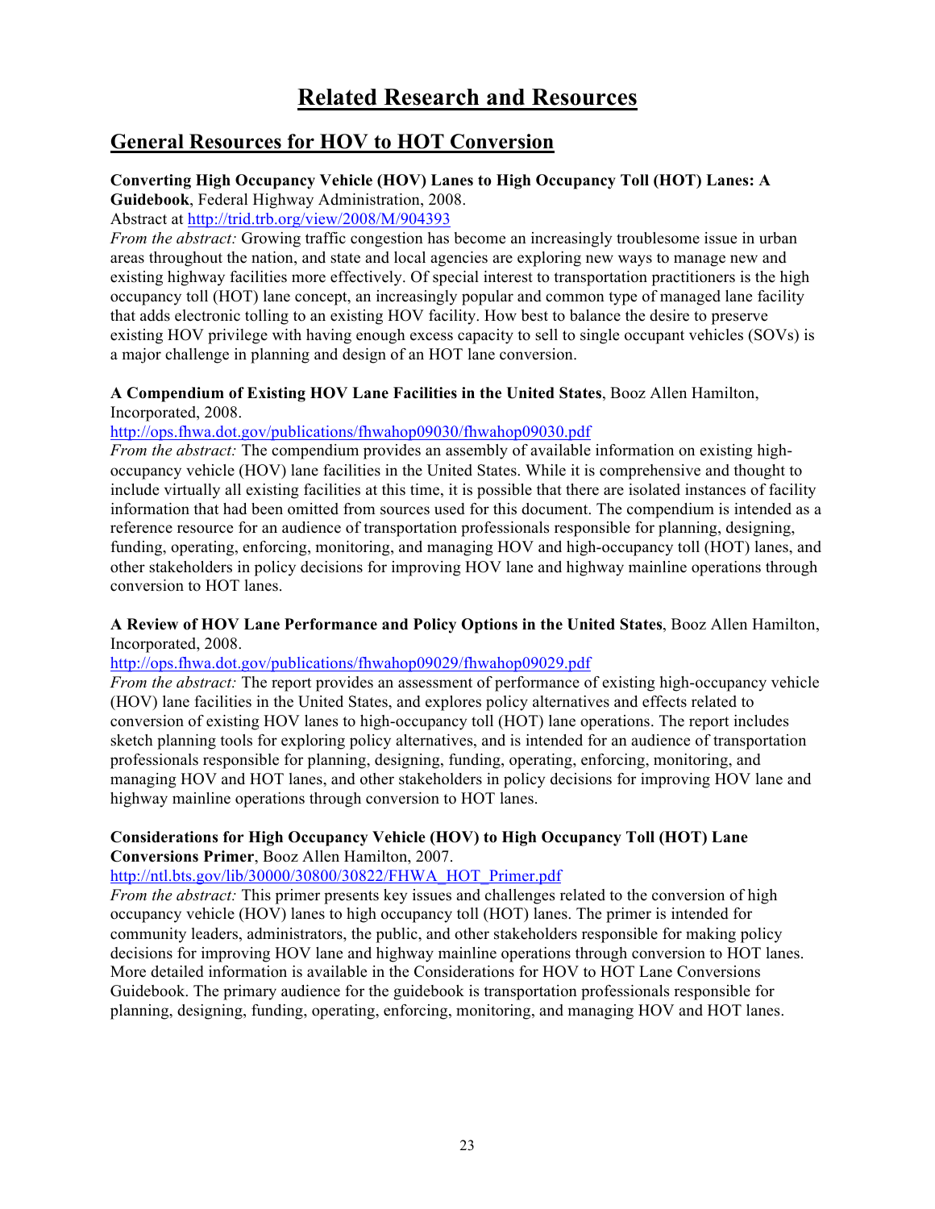# Related Research and Resources

## General Resources for HOV to HOT Conversion

**Converting High Occupancy Vehicle (HOV) Lanes to High Occupancy Toll (HOT) Lanes: A Guidebook**, Federal Highway Administration, 2008.
Abstract at http://trid.trb.org/view/2008/M/904393
*From the abstract:* Growing traffic congestion has become an increasingly troublesome issue in urban areas throughout the nation, and state and local agencies are exploring new ways to manage new and existing highway facilities more effectively. Of special interest to transportation practitioners is the high occupancy toll (HOT) lane concept, an increasingly popular and common type of managed lane facility that adds electronic tolling to an existing HOV facility. How best to balance the desire to preserve existing HOV privilege with having enough excess capacity to sell to single occupant vehicles (SOVs) is a major challenge in planning and design of an HOT lane conversion.

**A Compendium of Existing HOV Lane Facilities in the United States**, Booz Allen Hamilton, Incorporated, 2008.
http://ops.fhwa.dot.gov/publications/fhwahop09030/fhwahop09030.pdf
*From the abstract:* The compendium provides an assembly of available information on existing high-occupancy vehicle (HOV) lane facilities in the United States. While it is comprehensive and thought to include virtually all existing facilities at this time, it is possible that there are isolated instances of facility information that had been omitted from sources used for this document. The compendium is intended as a reference resource for an audience of transportation professionals responsible for planning, designing, funding, operating, enforcing, monitoring, and managing HOV and high-occupancy toll (HOT) lanes, and other stakeholders in policy decisions for improving HOV lane and highway mainline operations through conversion to HOT lanes.

**A Review of HOV Lane Performance and Policy Options in the United States**, Booz Allen Hamilton, Incorporated, 2008.
http://ops.fhwa.dot.gov/publications/fhwahop09029/fhwahop09029.pdf
*From the abstract:* The report provides an assessment of performance of existing high-occupancy vehicle (HOV) lane facilities in the United States, and explores policy alternatives and effects related to conversion of existing HOV lanes to high-occupancy toll (HOT) lane operations. The report includes sketch planning tools for exploring policy alternatives, and is intended for an audience of transportation professionals responsible for planning, designing, funding, operating, enforcing, monitoring, and managing HOV and HOT lanes, and other stakeholders in policy decisions for improving HOV lane and highway mainline operations through conversion to HOT lanes.

**Considerations for High Occupancy Vehicle (HOV) to High Occupancy Toll (HOT) Lane Conversions Primer**, Booz Allen Hamilton, 2007.
http://ntl.bts.gov/lib/30000/30800/30822/FHWA_HOT_Primer.pdf
*From the abstract:* This primer presents key issues and challenges related to the conversion of high occupancy vehicle (HOV) lanes to high occupancy toll (HOT) lanes. The primer is intended for community leaders, administrators, the public, and other stakeholders responsible for making policy decisions for improving HOV lane and highway mainline operations through conversion to HOT lanes. More detailed information is available in the Considerations for HOV to HOT Lane Conversions Guidebook. The primary audience for the guidebook is transportation professionals responsible for planning, designing, funding, operating, enforcing, monitoring, and managing HOV and HOT lanes.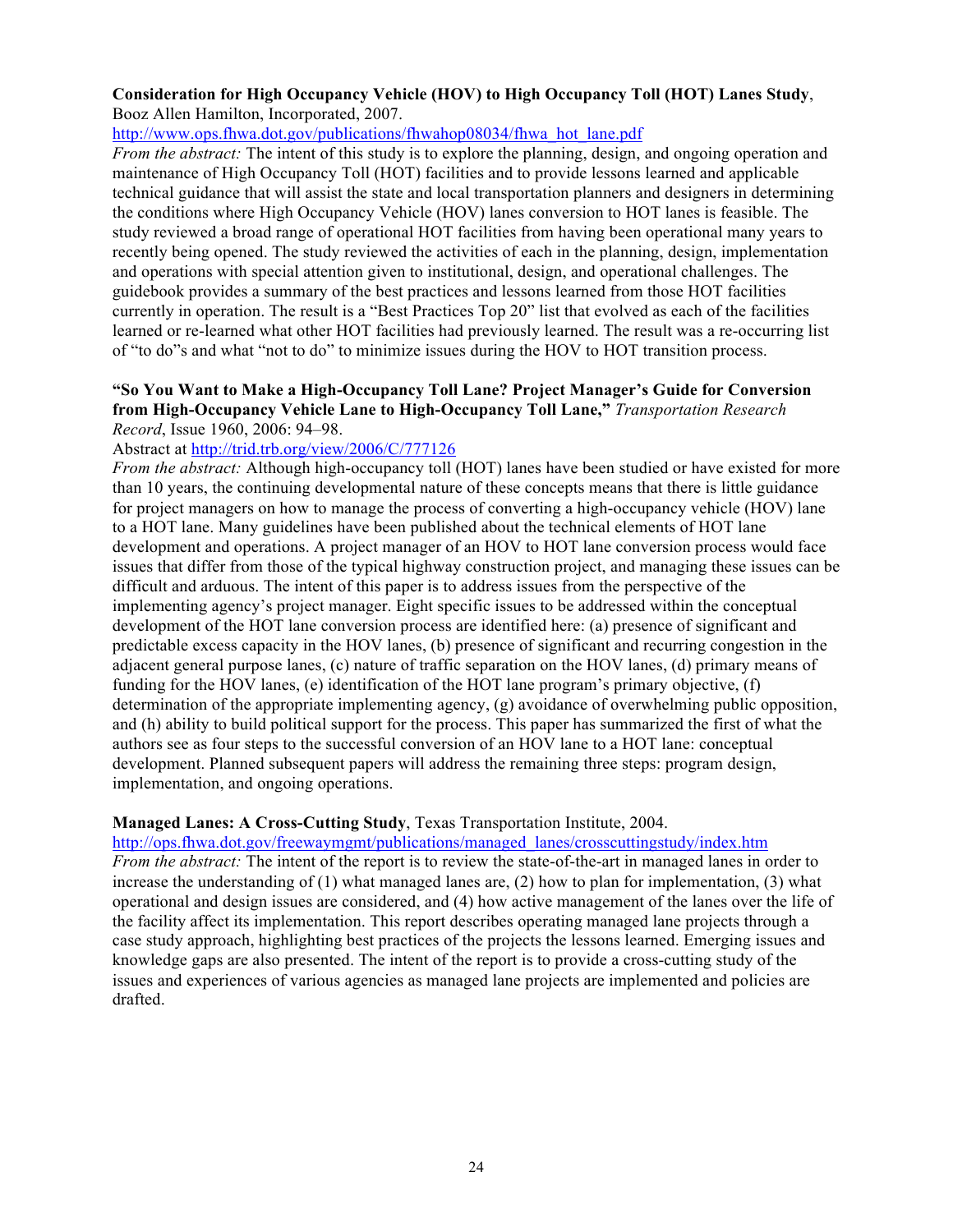**Consideration for High Occupancy Vehicle (HOV) to High Occupancy Toll (HOT) Lanes Study**, Booz Allen Hamilton, Incorporated, 2007.
http://www.ops.fhwa.dot.gov/publications/fhwahop08034/fhwa_hot_lane.pdf
*From the abstract:* The intent of this study is to explore the planning, design, and ongoing operation and maintenance of High Occupancy Toll (HOT) facilities and to provide lessons learned and applicable technical guidance that will assist the state and local transportation planners and designers in determining the conditions where High Occupancy Vehicle (HOV) lanes conversion to HOT lanes is feasible. The study reviewed a broad range of operational HOT facilities from having been operational many years to recently being opened. The study reviewed the activities of each in the planning, design, implementation and operations with special attention given to institutional, design, and operational challenges. The guidebook provides a summary of the best practices and lessons learned from those HOT facilities currently in operation. The result is a "Best Practices Top 20" list that evolved as each of the facilities learned or re-learned what other HOT facilities had previously learned. The result was a re-occurring list of "to do"s and what "not to do" to minimize issues during the HOV to HOT transition process.

**"So You Want to Make a High-Occupancy Toll Lane? Project Manager's Guide for Conversion from High-Occupancy Vehicle Lane to High-Occupancy Toll Lane,"** *Transportation Research Record*, Issue 1960, 2006: 94–98.
Abstract at http://trid.trb.org/view/2006/C/777126
*From the abstract:* Although high-occupancy toll (HOT) lanes have been studied or have existed for more than 10 years, the continuing developmental nature of these concepts means that there is little guidance for project managers on how to manage the process of converting a high-occupancy vehicle (HOV) lane to a HOT lane. Many guidelines have been published about the technical elements of HOT lane development and operations. A project manager of an HOV to HOT lane conversion process would face issues that differ from those of the typical highway construction project, and managing these issues can be difficult and arduous. The intent of this paper is to address issues from the perspective of the implementing agency's project manager. Eight specific issues to be addressed within the conceptual development of the HOT lane conversion process are identified here: (a) presence of significant and predictable excess capacity in the HOV lanes, (b) presence of significant and recurring congestion in the adjacent general purpose lanes, (c) nature of traffic separation on the HOV lanes, (d) primary means of funding for the HOV lanes, (e) identification of the HOT lane program's primary objective, (f) determination of the appropriate implementing agency, (g) avoidance of overwhelming public opposition, and (h) ability to build political support for the process. This paper has summarized the first of what the authors see as four steps to the successful conversion of an HOV lane to a HOT lane: conceptual development. Planned subsequent papers will address the remaining three steps: program design, implementation, and ongoing operations.

**Managed Lanes: A Cross-Cutting Study**, Texas Transportation Institute, 2004.
http://ops.fhwa.dot.gov/freewaymgmt/publications/managed_lanes/crosscuttingstudy/index.htm
*From the abstract:* The intent of the report is to review the state-of-the-art in managed lanes in order to increase the understanding of (1) what managed lanes are, (2) how to plan for implementation, (3) what operational and design issues are considered, and (4) how active management of the lanes over the life of the facility affect its implementation. This report describes operating managed lane projects through a case study approach, highlighting best practices of the projects the lessons learned. Emerging issues and knowledge gaps are also presented. The intent of the report is to provide a cross-cutting study of the issues and experiences of various agencies as managed lane projects are implemented and policies are drafted.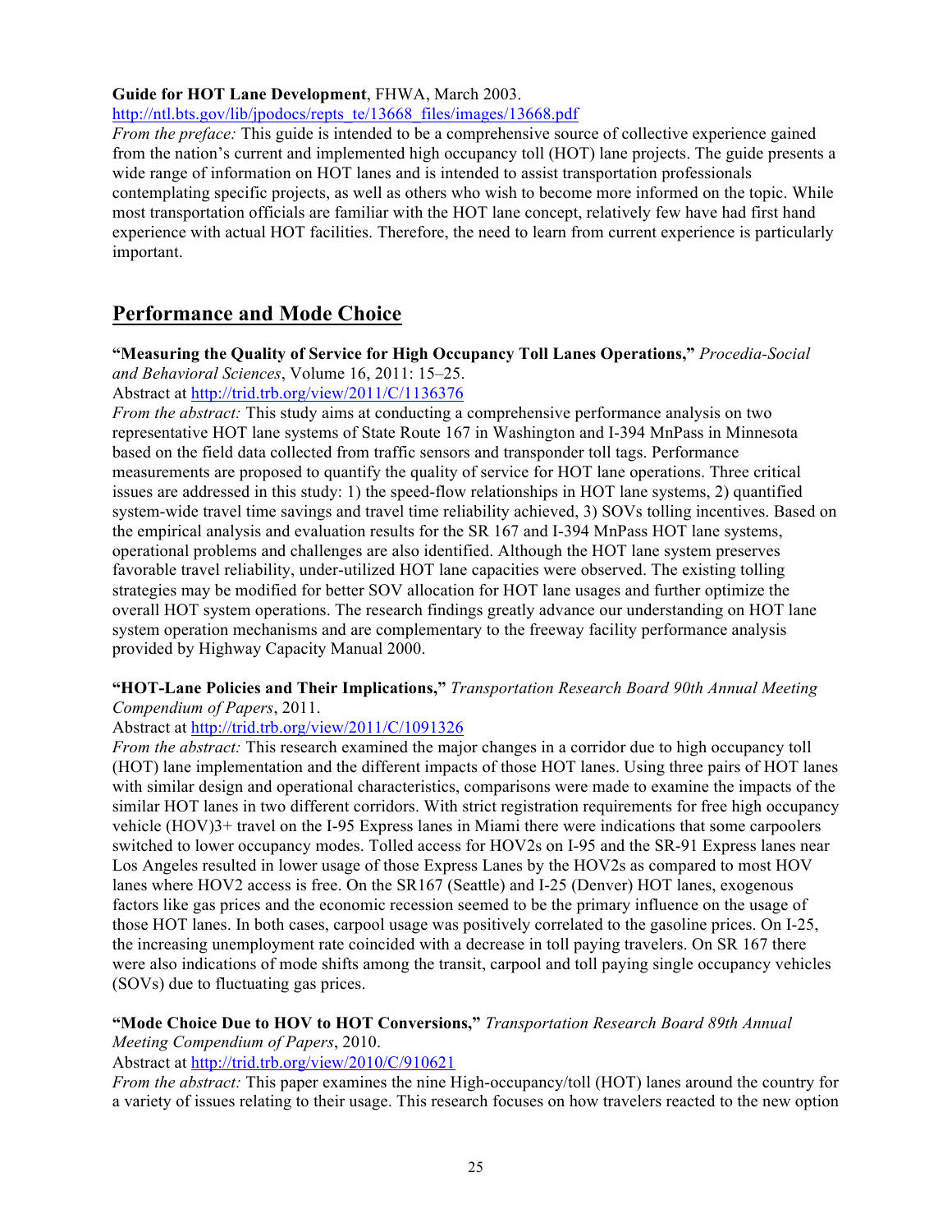**Guide for HOT Lane Development**, FHWA, March 2003.
http://ntl.bts.gov/lib/jpodocs/repts_te/13668_files/images/13668.pdf

*From the preface:* This guide is intended to be a comprehensive source of collective experience gained from the nation's current and implemented high occupancy toll (HOT) lane projects. The guide presents a wide range of information on HOT lanes and is intended to assist transportation professionals contemplating specific projects, as well as others who wish to become more informed on the topic. While most transportation officials are familiar with the HOT lane concept, relatively few have had first hand experience with actual HOT facilities. Therefore, the need to learn from current experience is particularly important.

## Performance and Mode Choice

**"Measuring the Quality of Service for High Occupancy Toll Lanes Operations,"** *Procedia-Social and Behavioral Sciences*, Volume 16, 2011: 15–25.
Abstract at http://trid.trb.org/view/2011/C/1136376

*From the abstract:* This study aims at conducting a comprehensive performance analysis on two representative HOT lane systems of State Route 167 in Washington and I-394 MnPass in Minnesota based on the field data collected from traffic sensors and transponder toll tags. Performance measurements are proposed to quantify the quality of service for HOT lane operations. Three critical issues are addressed in this study: 1) the speed-flow relationships in HOT lane systems, 2) quantified system-wide travel time savings and travel time reliability achieved, 3) SOVs tolling incentives. Based on the empirical analysis and evaluation results for the SR 167 and I-394 MnPass HOT lane systems, operational problems and challenges are also identified. Although the HOT lane system preserves favorable travel reliability, under-utilized HOT lane capacities were observed. The existing tolling strategies may be modified for better SOV allocation for HOT lane usages and further optimize the overall HOT system operations. The research findings greatly advance our understanding on HOT lane system operation mechanisms and are complementary to the freeway facility performance analysis provided by Highway Capacity Manual 2000.

**"HOT-Lane Policies and Their Implications,"** *Transportation Research Board 90th Annual Meeting Compendium of Papers*, 2011.
Abstract at http://trid.trb.org/view/2011/C/1091326

*From the abstract:* This research examined the major changes in a corridor due to high occupancy toll (HOT) lane implementation and the different impacts of those HOT lanes. Using three pairs of HOT lanes with similar design and operational characteristics, comparisons were made to examine the impacts of the similar HOT lanes in two different corridors. With strict registration requirements for free high occupancy vehicle (HOV)3+ travel on the I-95 Express lanes in Miami there were indications that some carpoolers switched to lower occupancy modes. Tolled access for HOV2s on I-95 and the SR-91 Express lanes near Los Angeles resulted in lower usage of those Express Lanes by the HOV2s as compared to most HOV lanes where HOV2 access is free. On the SR167 (Seattle) and I-25 (Denver) HOT lanes, exogenous factors like gas prices and the economic recession seemed to be the primary influence on the usage of those HOT lanes. In both cases, carpool usage was positively correlated to the gasoline prices. On I-25, the increasing unemployment rate coincided with a decrease in toll paying travelers. On SR 167 there were also indications of mode shifts among the transit, carpool and toll paying single occupancy vehicles (SOVs) due to fluctuating gas prices.

**"Mode Choice Due to HOV to HOT Conversions,"** *Transportation Research Board 89th Annual Meeting Compendium of Papers*, 2010.
Abstract at http://trid.trb.org/view/2010/C/910621

*From the abstract:* This paper examines the nine High-occupancy/toll (HOT) lanes around the country for a variety of issues relating to their usage. This research focuses on how travelers reacted to the new option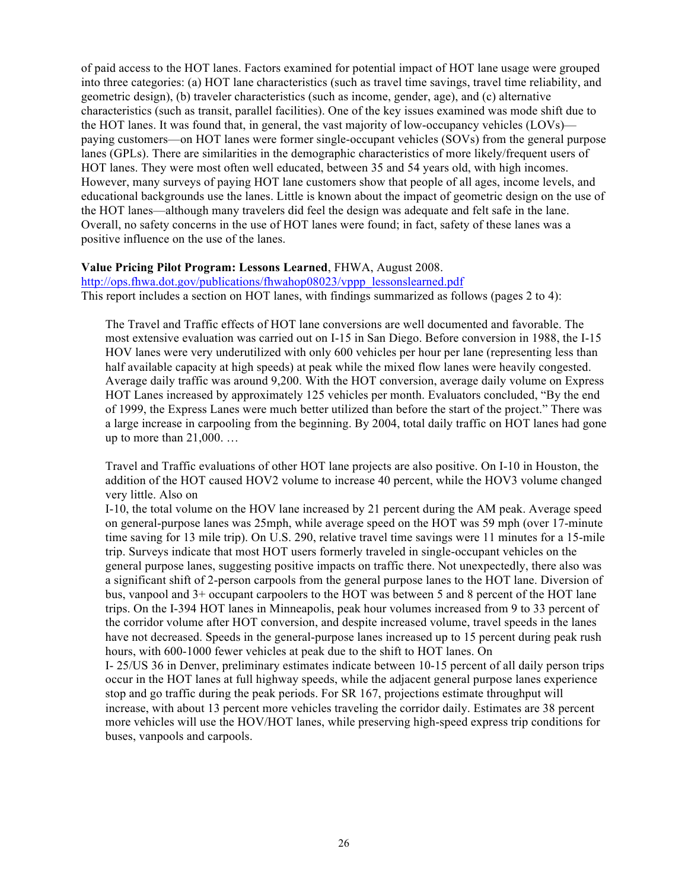of paid access to the HOT lanes. Factors examined for potential impact of HOT lane usage were grouped into three categories: (a) HOT lane characteristics (such as travel time savings, travel time reliability, and geometric design), (b) traveler characteristics (such as income, gender, age), and (c) alternative characteristics (such as transit, parallel facilities). One of the key issues examined was mode shift due to the HOT lanes. It was found that, in general, the vast majority of low-occupancy vehicles (LOVs)—paying customers—on HOT lanes were former single-occupant vehicles (SOVs) from the general purpose lanes (GPLs). There are similarities in the demographic characteristics of more likely/frequent users of HOT lanes. They were most often well educated, between 35 and 54 years old, with high incomes. However, many surveys of paying HOT lane customers show that people of all ages, income levels, and educational backgrounds use the lanes. Little is known about the impact of geometric design on the use of the HOT lanes—although many travelers did feel the design was adequate and felt safe in the lane. Overall, no safety concerns in the use of HOT lanes were found; in fact, safety of these lanes was a positive influence on the use of the lanes.

**Value Pricing Pilot Program: Lessons Learned**, FHWA, August 2008.
http://ops.fhwa.dot.gov/publications/fhwahop08023/vppp_lessonslearned.pdf
This report includes a section on HOT lanes, with findings summarized as follows (pages 2 to 4):

> The Travel and Traffic effects of HOT lane conversions are well documented and favorable. The most extensive evaluation was carried out on I-15 in San Diego. Before conversion in 1988, the I-15 HOV lanes were very underutilized with only 600 vehicles per hour per lane (representing less than half available capacity at high speeds) at peak while the mixed flow lanes were heavily congested. Average daily traffic was around 9,200. With the HOT conversion, average daily volume on Express HOT Lanes increased by approximately 125 vehicles per month. Evaluators concluded, "By the end of 1999, the Express Lanes were much better utilized than before the start of the project." There was a large increase in carpooling from the beginning. By 2004, total daily traffic on HOT lanes had gone up to more than 21,000. …
>
> Travel and Traffic evaluations of other HOT lane projects are also positive. On I-10 in Houston, the addition of the HOT caused HOV2 volume to increase 40 percent, while the HOV3 volume changed very little. Also on
> I-10, the total volume on the HOV lane increased by 21 percent during the AM peak. Average speed on general-purpose lanes was 25mph, while average speed on the HOT was 59 mph (over 17-minute time saving for 13 mile trip). On U.S. 290, relative travel time savings were 11 minutes for a 15-mile trip. Surveys indicate that most HOT users formerly traveled in single-occupant vehicles on the general purpose lanes, suggesting positive impacts on traffic there. Not unexpectedly, there also was a significant shift of 2-person carpools from the general purpose lanes to the HOT lane. Diversion of bus, vanpool and 3+ occupant carpoolers to the HOT was between 5 and 8 percent of the HOT lane trips. On the I-394 HOT lanes in Minneapolis, peak hour volumes increased from 9 to 33 percent of the corridor volume after HOT conversion, and despite increased volume, travel speeds in the lanes have not decreased. Speeds in the general-purpose lanes increased up to 15 percent during peak rush hours, with 600-1000 fewer vehicles at peak due to the shift to HOT lanes. On
> I- 25/US 36 in Denver, preliminary estimates indicate between 10-15 percent of all daily person trips occur in the HOT lanes at full highway speeds, while the adjacent general purpose lanes experience stop and go traffic during the peak periods. For SR 167, projections estimate throughput will increase, with about 13 percent more vehicles traveling the corridor daily. Estimates are 38 percent more vehicles will use the HOV/HOT lanes, while preserving high-speed express trip conditions for buses, vanpools and carpools.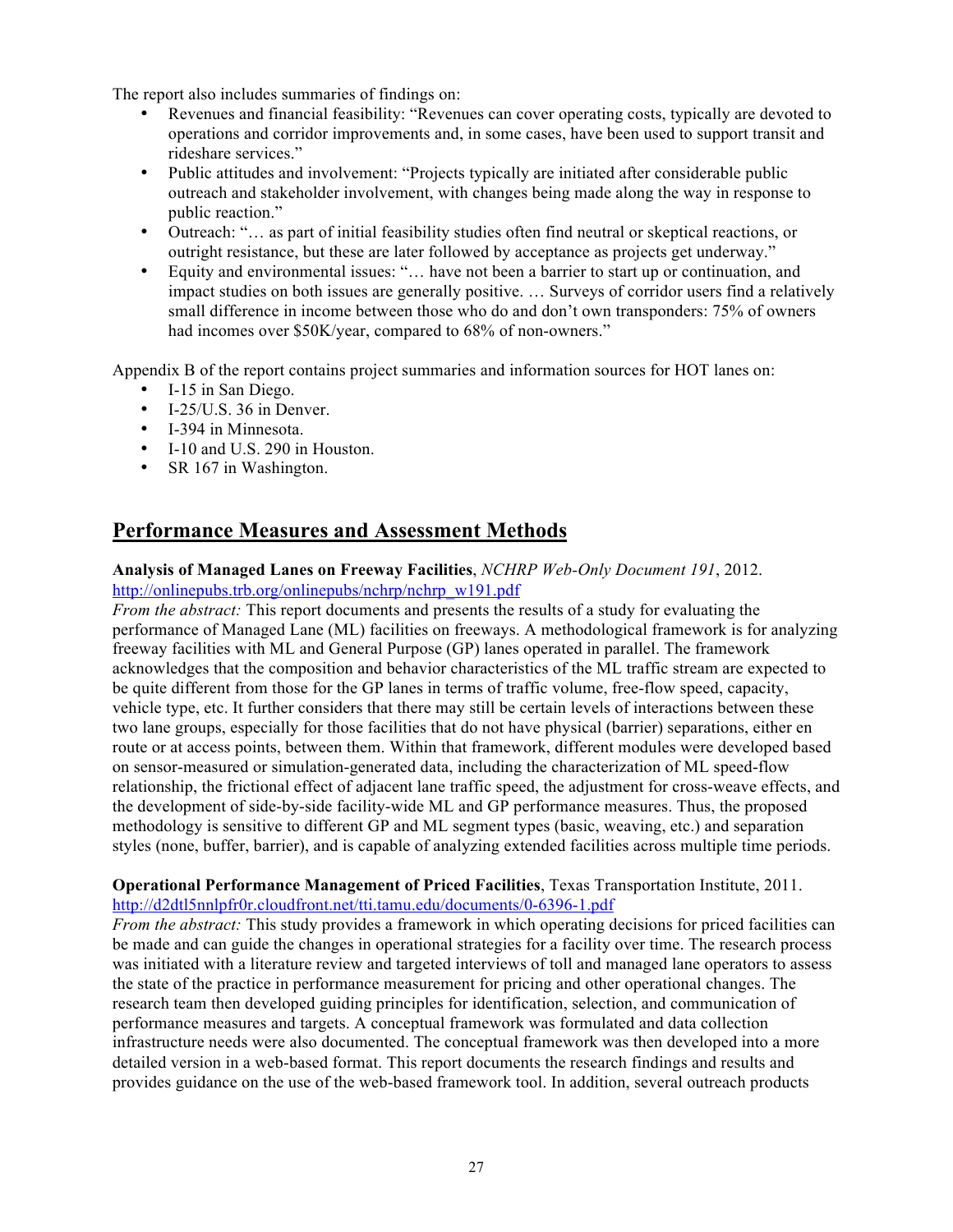The report also includes summaries of findings on:

- Revenues and financial feasibility: "Revenues can cover operating costs, typically are devoted to operations and corridor improvements and, in some cases, have been used to support transit and rideshare services."
- Public attitudes and involvement: "Projects typically are initiated after considerable public outreach and stakeholder involvement, with changes being made along the way in response to public reaction."
- Outreach: "… as part of initial feasibility studies often find neutral or skeptical reactions, or outright resistance, but these are later followed by acceptance as projects get underway."
- Equity and environmental issues: "… have not been a barrier to start up or continuation, and impact studies on both issues are generally positive. … Surveys of corridor users find a relatively small difference in income between those who do and don't own transponders: 75% of owners had incomes over $50K/year, compared to 68% of non-owners."

Appendix B of the report contains project summaries and information sources for HOT lanes on:

- I-15 in San Diego.
- I-25/U.S. 36 in Denver.
- I-394 in Minnesota.
- I-10 and U.S. 290 in Houston.
- SR 167 in Washington.

## Performance Measures and Assessment Methods

**Analysis of Managed Lanes on Freeway Facilities**, *NCHRP Web-Only Document 191*, 2012.
http://onlinepubs.trb.org/onlinepubs/nchrp/nchrp_w191.pdf
*From the abstract:* This report documents and presents the results of a study for evaluating the performance of Managed Lane (ML) facilities on freeways. A methodological framework is for analyzing freeway facilities with ML and General Purpose (GP) lanes operated in parallel. The framework acknowledges that the composition and behavior characteristics of the ML traffic stream are expected to be quite different from those for the GP lanes in terms of traffic volume, free-flow speed, capacity, vehicle type, etc. It further considers that there may still be certain levels of interactions between these two lane groups, especially for those facilities that do not have physical (barrier) separations, either en route or at access points, between them. Within that framework, different modules were developed based on sensor-measured or simulation-generated data, including the characterization of ML speed-flow relationship, the frictional effect of adjacent lane traffic speed, the adjustment for cross-weave effects, and the development of side-by-side facility-wide ML and GP performance measures. Thus, the proposed methodology is sensitive to different GP and ML segment types (basic, weaving, etc.) and separation styles (none, buffer, barrier), and is capable of analyzing extended facilities across multiple time periods.

**Operational Performance Management of Priced Facilities**, Texas Transportation Institute, 2011.
http://d2dtl5nnlpfr0r.cloudfront.net/tti.tamu.edu/documents/0-6396-1.pdf
*From the abstract:* This study provides a framework in which operating decisions for priced facilities can be made and can guide the changes in operational strategies for a facility over time. The research process was initiated with a literature review and targeted interviews of toll and managed lane operators to assess the state of the practice in performance measurement for pricing and other operational changes. The research team then developed guiding principles for identification, selection, and communication of performance measures and targets. A conceptual framework was formulated and data collection infrastructure needs were also documented. The conceptual framework was then developed into a more detailed version in a web-based format. This report documents the research findings and results and provides guidance on the use of the web-based framework tool. In addition, several outreach products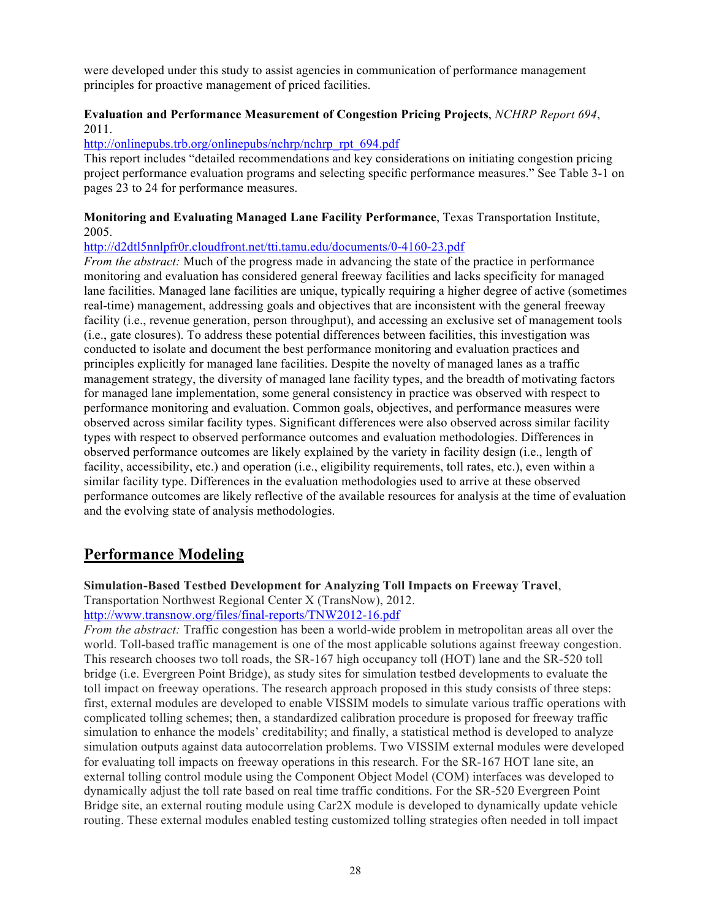were developed under this study to assist agencies in communication of performance management principles for proactive management of priced facilities.

**Evaluation and Performance Measurement of Congestion Pricing Projects**, *NCHRP Report 694*, 2011.

http://onlinepubs.trb.org/onlinepubs/nchrp/nchrp_rpt_694.pdf

This report includes "detailed recommendations and key considerations on initiating congestion pricing project performance evaluation programs and selecting specific performance measures." See Table 3-1 on pages 23 to 24 for performance measures.

**Monitoring and Evaluating Managed Lane Facility Performance**, Texas Transportation Institute, 2005.

http://d2dtl5nnlpfr0r.cloudfront.net/tti.tamu.edu/documents/0-4160-23.pdf

*From the abstract:* Much of the progress made in advancing the state of the practice in performance monitoring and evaluation has considered general freeway facilities and lacks specificity for managed lane facilities. Managed lane facilities are unique, typically requiring a higher degree of active (sometimes real-time) management, addressing goals and objectives that are inconsistent with the general freeway facility (i.e., revenue generation, person throughput), and accessing an exclusive set of management tools (i.e., gate closures). To address these potential differences between facilities, this investigation was conducted to isolate and document the best performance monitoring and evaluation practices and principles explicitly for managed lane facilities. Despite the novelty of managed lanes as a traffic management strategy, the diversity of managed lane facility types, and the breadth of motivating factors for managed lane implementation, some general consistency in practice was observed with respect to performance monitoring and evaluation. Common goals, objectives, and performance measures were observed across similar facility types. Significant differences were also observed across similar facility types with respect to observed performance outcomes and evaluation methodologies. Differences in observed performance outcomes are likely explained by the variety in facility design (i.e., length of facility, accessibility, etc.) and operation (i.e., eligibility requirements, toll rates, etc.), even within a similar facility type. Differences in the evaluation methodologies used to arrive at these observed performance outcomes are likely reflective of the available resources for analysis at the time of evaluation and the evolving state of analysis methodologies.

## Performance Modeling

**Simulation-Based Testbed Development for Analyzing Toll Impacts on Freeway Travel**, Transportation Northwest Regional Center X (TransNow), 2012.

http://www.transnow.org/files/final-reports/TNW2012-16.pdf

*From the abstract:* Traffic congestion has been a world-wide problem in metropolitan areas all over the world. Toll-based traffic management is one of the most applicable solutions against freeway congestion. This research chooses two toll roads, the SR-167 high occupancy toll (HOT) lane and the SR-520 toll bridge (i.e. Evergreen Point Bridge), as study sites for simulation testbed developments to evaluate the toll impact on freeway operations. The research approach proposed in this study consists of three steps: first, external modules are developed to enable VISSIM models to simulate various traffic operations with complicated tolling schemes; then, a standardized calibration procedure is proposed for freeway traffic simulation to enhance the models' creditability; and finally, a statistical method is developed to analyze simulation outputs against data autocorrelation problems. Two VISSIM external modules were developed for evaluating toll impacts on freeway operations in this research. For the SR-167 HOT lane site, an external tolling control module using the Component Object Model (COM) interfaces was developed to dynamically adjust the toll rate based on real time traffic conditions. For the SR-520 Evergreen Point Bridge site, an external routing module using Car2X module is developed to dynamically update vehicle routing. These external modules enabled testing customized tolling strategies often needed in toll impact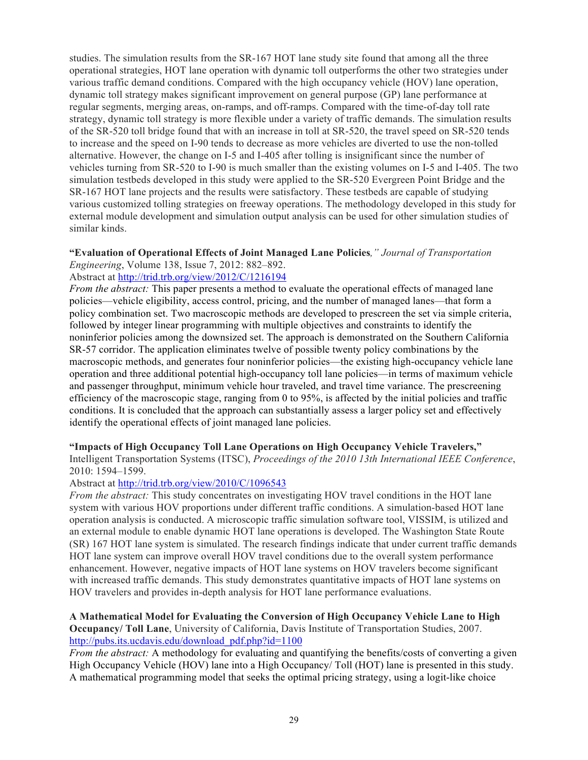studies. The simulation results from the SR-167 HOT lane study site found that among all the three operational strategies, HOT lane operation with dynamic toll outperforms the other two strategies under various traffic demand conditions. Compared with the high occupancy vehicle (HOV) lane operation, dynamic toll strategy makes significant improvement on general purpose (GP) lane performance at regular segments, merging areas, on-ramps, and off-ramps. Compared with the time-of-day toll rate strategy, dynamic toll strategy is more flexible under a variety of traffic demands. The simulation results of the SR-520 toll bridge found that with an increase in toll at SR-520, the travel speed on SR-520 tends to increase and the speed on I-90 tends to decrease as more vehicles are diverted to use the non-tolled alternative. However, the change on I-5 and I-405 after tolling is insignificant since the number of vehicles turning from SR-520 to I-90 is much smaller than the existing volumes on I-5 and I-405. The two simulation testbeds developed in this study were applied to the SR-520 Evergreen Point Bridge and the SR-167 HOT lane projects and the results were satisfactory. These testbeds are capable of studying various customized tolling strategies on freeway operations. The methodology developed in this study for external module development and simulation output analysis can be used for other simulation studies of similar kinds.

**"Evaluation of Operational Effects of Joint Managed Lane Policies**," *Journal of Transportation Engineering*, Volume 138, Issue 7, 2012: 882–892.
Abstract at http://trid.trb.org/view/2012/C/1216194
*From the abstract:* This paper presents a method to evaluate the operational effects of managed lane policies—vehicle eligibility, access control, pricing, and the number of managed lanes—that form a policy combination set. Two macroscopic methods are developed to prescreen the set via simple criteria, followed by integer linear programming with multiple objectives and constraints to identify the noninferior policies among the downsized set. The approach is demonstrated on the Southern California SR-57 corridor. The application eliminates twelve of possible twenty policy combinations by the macroscopic methods, and generates four noninferior policies—the existing high-occupancy vehicle lane operation and three additional potential high-occupancy toll lane policies—in terms of maximum vehicle and passenger throughput, minimum vehicle hour traveled, and travel time variance. The prescreening efficiency of the macroscopic stage, ranging from 0 to 95%, is affected by the initial policies and traffic conditions. It is concluded that the approach can substantially assess a larger policy set and effectively identify the operational effects of joint managed lane policies.

**"Impacts of High Occupancy Toll Lane Operations on High Occupancy Vehicle Travelers,"** Intelligent Transportation Systems (ITSC), *Proceedings of the 2010 13th International IEEE Conference*, 2010: 1594–1599.
Abstract at http://trid.trb.org/view/2010/C/1096543
*From the abstract:* This study concentrates on investigating HOV travel conditions in the HOT lane system with various HOV proportions under different traffic conditions. A simulation-based HOT lane operation analysis is conducted. A microscopic traffic simulation software tool, VISSIM, is utilized and an external module to enable dynamic HOT lane operations is developed. The Washington State Route (SR) 167 HOT lane system is simulated. The research findings indicate that under current traffic demands HOT lane system can improve overall HOV travel conditions due to the overall system performance enhancement. However, negative impacts of HOT lane systems on HOV travelers become significant with increased traffic demands. This study demonstrates quantitative impacts of HOT lane systems on HOV travelers and provides in-depth analysis for HOT lane performance evaluations.

**A Mathematical Model for Evaluating the Conversion of High Occupancy Vehicle Lane to High Occupancy/ Toll Lane**, University of California, Davis Institute of Transportation Studies, 2007.
http://pubs.its.ucdavis.edu/download_pdf.php?id=1100
*From the abstract:* A methodology for evaluating and quantifying the benefits/costs of converting a given High Occupancy Vehicle (HOV) lane into a High Occupancy/ Toll (HOT) lane is presented in this study. A mathematical programming model that seeks the optimal pricing strategy, using a logit-like choice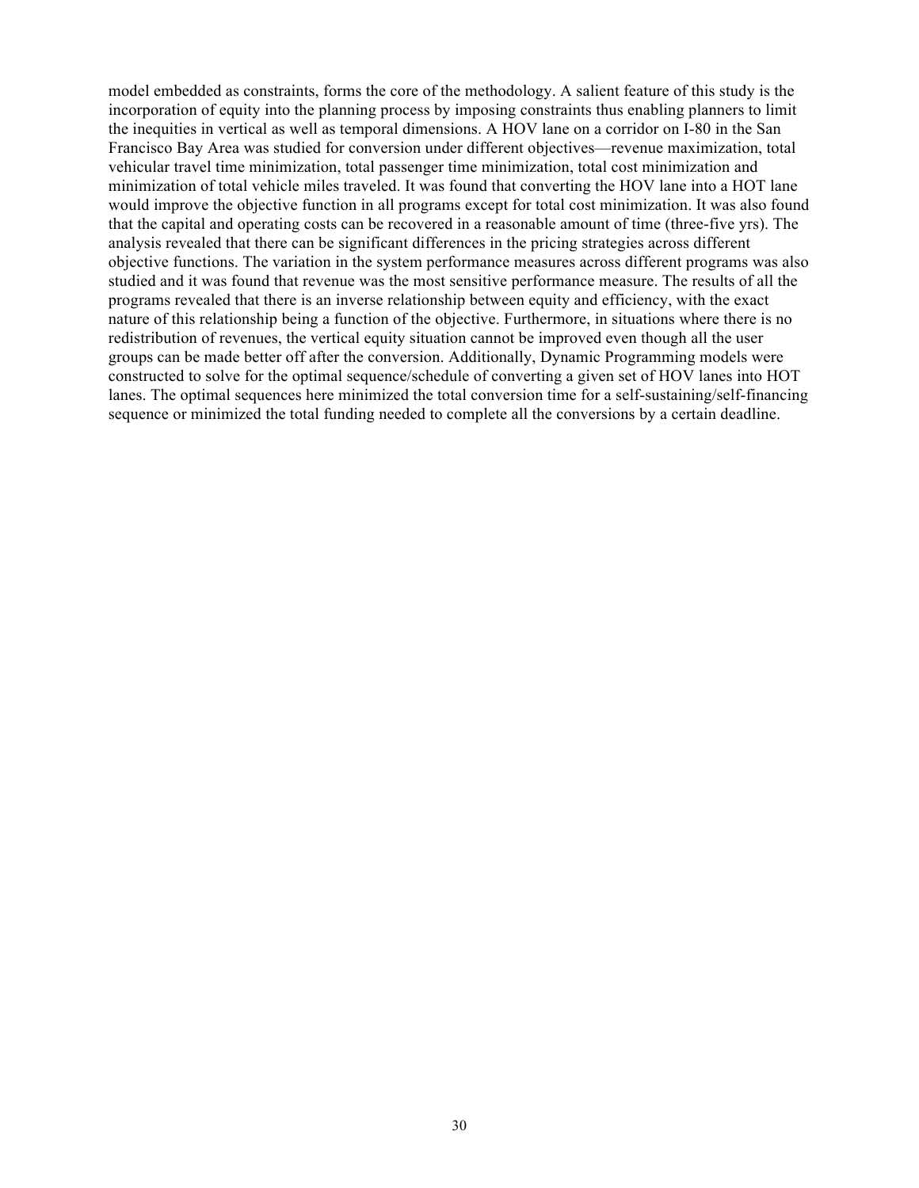model embedded as constraints, forms the core of the methodology. A salient feature of this study is the incorporation of equity into the planning process by imposing constraints thus enabling planners to limit the inequities in vertical as well as temporal dimensions. A HOV lane on a corridor on I-80 in the San Francisco Bay Area was studied for conversion under different objectives—revenue maximization, total vehicular travel time minimization, total passenger time minimization, total cost minimization and minimization of total vehicle miles traveled. It was found that converting the HOV lane into a HOT lane would improve the objective function in all programs except for total cost minimization. It was also found that the capital and operating costs can be recovered in a reasonable amount of time (three-five yrs). The analysis revealed that there can be significant differences in the pricing strategies across different objective functions. The variation in the system performance measures across different programs was also studied and it was found that revenue was the most sensitive performance measure. The results of all the programs revealed that there is an inverse relationship between equity and efficiency, with the exact nature of this relationship being a function of the objective. Furthermore, in situations where there is no redistribution of revenues, the vertical equity situation cannot be improved even though all the user groups can be made better off after the conversion. Additionally, Dynamic Programming models were constructed to solve for the optimal sequence/schedule of converting a given set of HOV lanes into HOT lanes. The optimal sequences here minimized the total conversion time for a self-sustaining/self-financing sequence or minimized the total funding needed to complete all the conversions by a certain deadline.